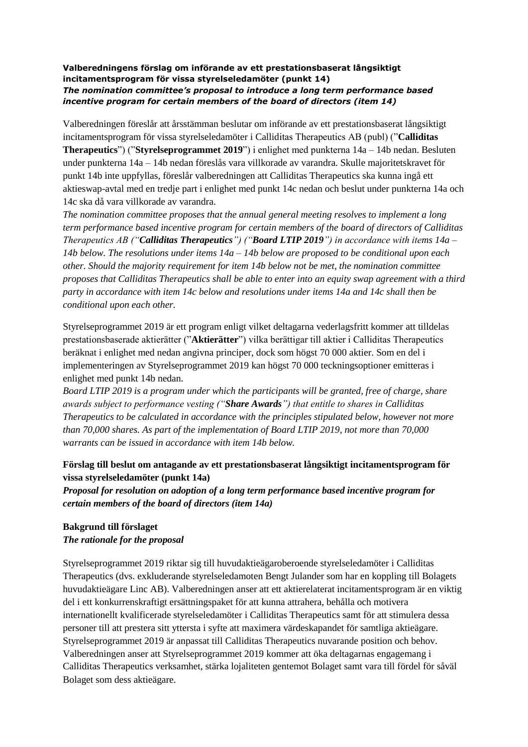**Valberedningens förslag om införande av ett prestationsbaserat långsiktigt incitamentsprogram för vissa styrelseledamöter (punkt 14)**
***The nomination committee's proposal to introduce a long term performance based incentive program for certain members of the board of directors (item 14)***

Valberedningen föreslår att årsstämman beslutar om införande av ett prestationsbaserat långsiktigt incitamentsprogram för vissa styrelseledamöter i Calliditas Therapeutics AB (publ) ("**Calliditas Therapeutics**") ("**Styrelseprogrammet 2019**") i enlighet med punkterna 14a – 14b nedan. Besluten under punkterna 14a – 14b nedan föreslås vara villkorade av varandra. Skulle majoritetskravet för punkt 14b inte uppfyllas, föreslår valberedningen att Calliditas Therapeutics ska kunna ingå ett aktieswap-avtal med en tredje part i enlighet med punkt 14c nedan och beslut under punkterna 14a och 14c ska då vara villkorade av varandra.
*The nomination committee proposes that the annual general meeting resolves to implement a long term performance based incentive program for certain members of the board of directors of Calliditas Therapeutics AB ("**Calliditas Therapeutics**") ("**Board LTIP 2019**") in accordance with items 14a – 14b below. The resolutions under items 14a – 14b below are proposed to be conditional upon each other. Should the majority requirement for item 14b below not be met, the nomination committee proposes that Calliditas Therapeutics shall be able to enter into an equity swap agreement with a third party in accordance with item 14c below and resolutions under items 14a and 14c shall then be conditional upon each other.*

Styrelseprogrammet 2019 är ett program enligt vilket deltagarna vederlagsfritt kommer att tilldelas prestationsbaserade aktierätter ("**Aktierätter**") vilka berättigar till aktier i Calliditas Therapeutics beräknat i enlighet med nedan angivna principer, dock som högst 70 000 aktier. Som en del i implementeringen av Styrelseprogrammet 2019 kan högst 70 000 teckningsoptioner emitteras i enlighet med punkt 14b nedan.
*Board LTIP 2019 is a program under which the participants will be granted, free of charge, share awards subject to performance vesting ("**Share Awards**") that entitle to shares in Calliditas Therapeutics to be calculated in accordance with the principles stipulated below, however not more than 70,000 shares. As part of the implementation of Board LTIP 2019, not more than 70,000 warrants can be issued in accordance with item 14b below.*

**Förslag till beslut om antagande av ett prestationsbaserat långsiktigt incitamentsprogram för vissa styrelseledamöter (punkt 14a)**
***Proposal for resolution on adoption of a long term performance based incentive program for certain members of the board of directors (item 14a)***

**Bakgrund till förslaget**
***The rationale for the proposal***

Styrelseprogrammet 2019 riktar sig till huvudaktieägaroberoende styrelseledamöter i Calliditas Therapeutics (dvs. exkluderande styrelseledamoten Bengt Julander som har en koppling till Bolagets huvudaktieägare Linc AB). Valberedningen anser att ett aktierelaterat incitamentsprogram är en viktig del i ett konkurrenskraftigt ersättningspaket för att kunna attrahera, behålla och motivera internationellt kvalificerade styrelseledamöter i Calliditas Therapeutics samt för att stimulera dessa personer till att prestera sitt yttersta i syfte att maximera värdeskapandet för samtliga aktieägare. Styrelseprogrammet 2019 är anpassat till Calliditas Therapeutics nuvarande position och behov. Valberedningen anser att Styrelseprogrammet 2019 kommer att öka deltagarnas engagemang i Calliditas Therapeutics verksamhet, stärka lojaliteten gentemot Bolaget samt vara till fördel för såväl Bolaget som dess aktieägare.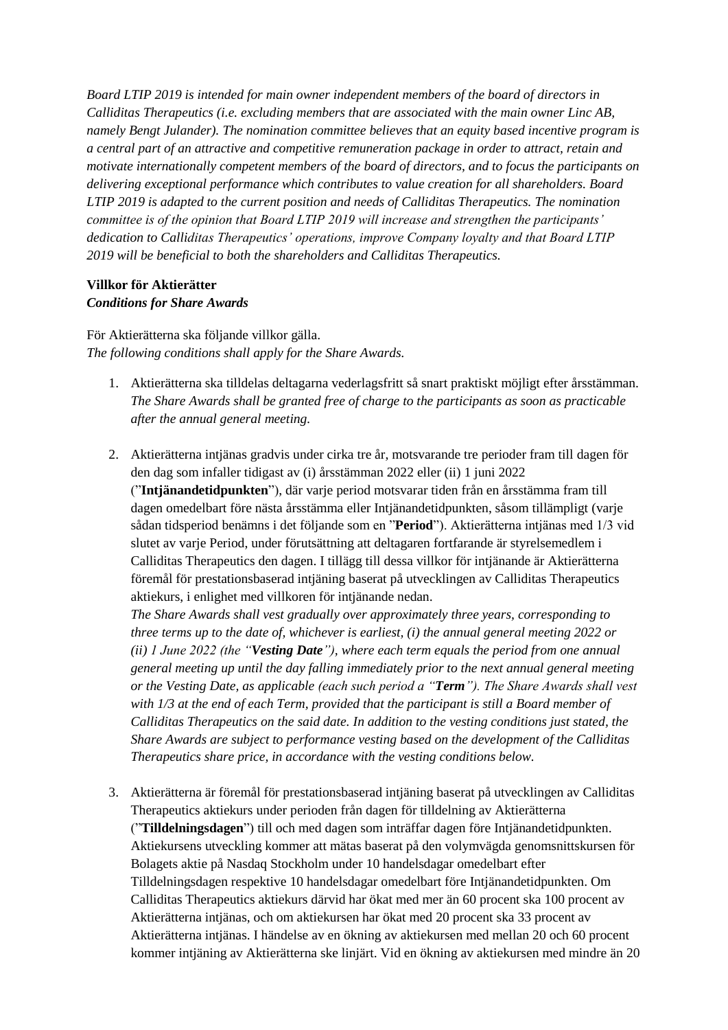*Board LTIP 2019 is intended for main owner independent members of the board of directors in Calliditas Therapeutics (i.e. excluding members that are associated with the main owner Linc AB, namely Bengt Julander). The nomination committee believes that an equity based incentive program is a central part of an attractive and competitive remuneration package in order to attract, retain and motivate internationally competent members of the board of directors, and to focus the participants on delivering exceptional performance which contributes to value creation for all shareholders. Board LTIP 2019 is adapted to the current position and needs of Calliditas Therapeutics. The nomination committee is of the opinion that Board LTIP 2019 will increase and strengthen the participants' dedication to Calliditas Therapeutics' operations, improve Company loyalty and that Board LTIP 2019 will be beneficial to both the shareholders and Calliditas Therapeutics.*

**Villkor för Aktierätter**
***Conditions for Share Awards***

För Aktierätterna ska följande villkor gälla.
*The following conditions shall apply for the Share Awards.*

1. Aktierätterna ska tilldelas deltagarna vederlagsfritt så snart praktiskt möjligt efter årsstämman.
*The Share Awards shall be granted free of charge to the participants as soon as practicable after the annual general meeting.*

2. Aktierätterna intjänas gradvis under cirka tre år, motsvarande tre perioder fram till dagen för den dag som infaller tidigast av (i) årsstämman 2022 eller (ii) 1 juni 2022 ("**Intjänandetidpunkten**"), där varje period motsvarar tiden från en årsstämma fram till dagen omedelbart före nästa årsstämma eller Intjänandetidpunkten, såsom tillämpligt (varje sådan tidsperiod benämns i det följande som en "**Period**"). Aktierätterna intjänas med 1/3 vid slutet av varje Period, under förutsättning att deltagaren fortfarande är styrelsemedlem i Calliditas Therapeutics den dagen. I tillägg till dessa villkor för intjänande är Aktierätterna föremål för prestationsbaserad intjäning baserat på utvecklingen av Calliditas Therapeutics aktiekurs, i enlighet med villkoren för intjänande nedan.
*The Share Awards shall vest gradually over approximately three years, corresponding to three terms up to the date of, whichever is earliest, (i) the annual general meeting 2022 or (ii) 1 June 2022 (the "**Vesting Date**"), where each term equals the period from one annual general meeting up until the day falling immediately prior to the next annual general meeting or the Vesting Date, as applicable (each such period a "**Term**"). The Share Awards shall vest with 1/3 at the end of each Term, provided that the participant is still a Board member of Calliditas Therapeutics on the said date. In addition to the vesting conditions just stated, the Share Awards are subject to performance vesting based on the development of the Calliditas Therapeutics share price, in accordance with the vesting conditions below.*

3. Aktierätterna är föremål för prestationsbaserad intjäning baserat på utvecklingen av Calliditas Therapeutics aktiekurs under perioden från dagen för tilldelning av Aktierätterna ("**Tilldelningsdagen**") till och med dagen som inträffar dagen före Intjänandetidpunkten. Aktiekursens utveckling kommer att mätas baserat på den volymvägda genomsnittskursen för Bolagets aktie på Nasdaq Stockholm under 10 handelsdagar omedelbart efter Tilldelningsdagen respektive 10 handelsdagar omedelbart före Intjänandetidpunkten. Om Calliditas Therapeutics aktiekurs därvid har ökat med mer än 60 procent ska 100 procent av Aktierätterna intjänas, och om aktiekursen har ökat med 20 procent ska 33 procent av Aktierätterna intjänas. I händelse av en ökning av aktiekursen med mellan 20 och 60 procent kommer intjäning av Aktierätterna ske linjärt. Vid en ökning av aktiekursen med mindre än 20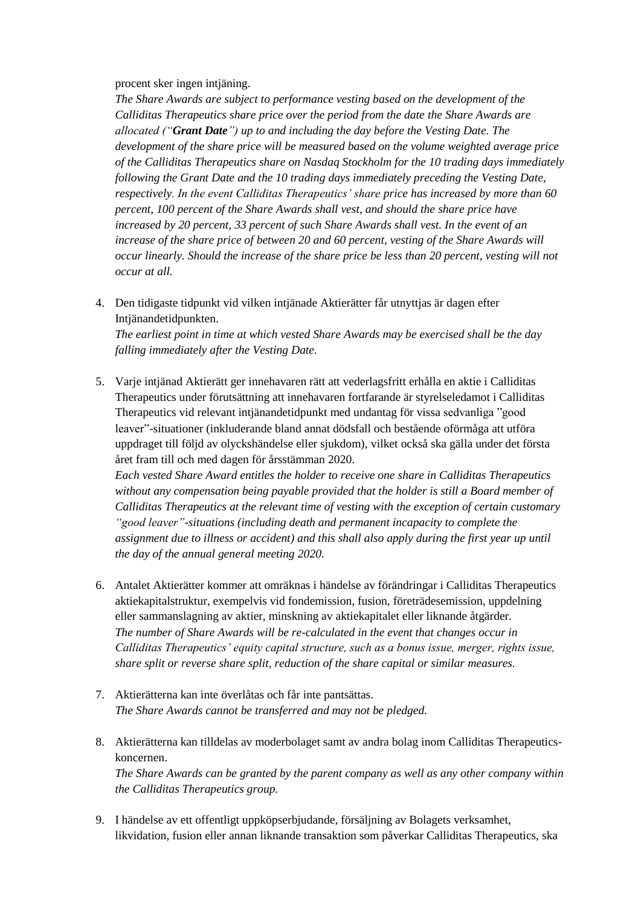procent sker ingen intjäning.

*The Share Awards are subject to performance vesting based on the development of the Calliditas Therapeutics share price over the period from the date the Share Awards are allocated ("**Grant Date**") up to and including the day before the Vesting Date. The development of the share price will be measured based on the volume weighted average price of the Calliditas Therapeutics share on Nasdaq Stockholm for the 10 trading days immediately following the Grant Date and the 10 trading days immediately preceding the Vesting Date, respectively. In the event Calliditas Therapeutics' share price has increased by more than 60 percent, 100 percent of the Share Awards shall vest, and should the share price have increased by 20 percent, 33 percent of such Share Awards shall vest. In the event of an increase of the share price of between 20 and 60 percent, vesting of the Share Awards will occur linearly. Should the increase of the share price be less than 20 percent, vesting will not occur at all.*

4. Den tidigaste tidpunkt vid vilken intjänade Aktierätter får utnyttjas är dagen efter Intjänandetidpunkten.
   *The earliest point in time at which vested Share Awards may be exercised shall be the day falling immediately after the Vesting Date.*

5. Varje intjänad Aktierätt ger innehavaren rätt att vederlagsfritt erhålla en aktie i Calliditas Therapeutics under förutsättning att innehavaren fortfarande är styrelseledamot i Calliditas Therapeutics vid relevant intjänandetidpunkt med undantag för vissa sedvanliga "good leaver"-situationer (inkluderande bland annat dödsfall och bestående oförmåga att utföra uppdraget till följd av olyckshändelse eller sjukdom), vilket också ska gälla under det första året fram till och med dagen för årsstämman 2020.
   *Each vested Share Award entitles the holder to receive one share in Calliditas Therapeutics without any compensation being payable provided that the holder is still a Board member of Calliditas Therapeutics at the relevant time of vesting with the exception of certain customary "good leaver"-situations (including death and permanent incapacity to complete the assignment due to illness or accident) and this shall also apply during the first year up until the day of the annual general meeting 2020.*

6. Antalet Aktierätter kommer att omräknas i händelse av förändringar i Calliditas Therapeutics aktiekapitalstruktur, exempelvis vid fondemission, fusion, företrädesemission, uppdelning eller sammanslagning av aktier, minskning av aktiekapitalet eller liknande åtgärder.
   *The number of Share Awards will be re-calculated in the event that changes occur in Calliditas Therapeutics' equity capital structure, such as a bonus issue, merger, rights issue, share split or reverse share split, reduction of the share capital or similar measures.*

7. Aktierätterna kan inte överlåtas och får inte pantsättas.
   *The Share Awards cannot be transferred and may not be pledged.*

8. Aktierätterna kan tilldelas av moderbolaget samt av andra bolag inom Calliditas Therapeutics-koncernen.
   *The Share Awards can be granted by the parent company as well as any other company within the Calliditas Therapeutics group.*

9. I händelse av ett offentligt uppköpserbjudande, försäljning av Bolagets verksamhet, likvidation, fusion eller annan liknande transaktion som påverkar Calliditas Therapeutics, ska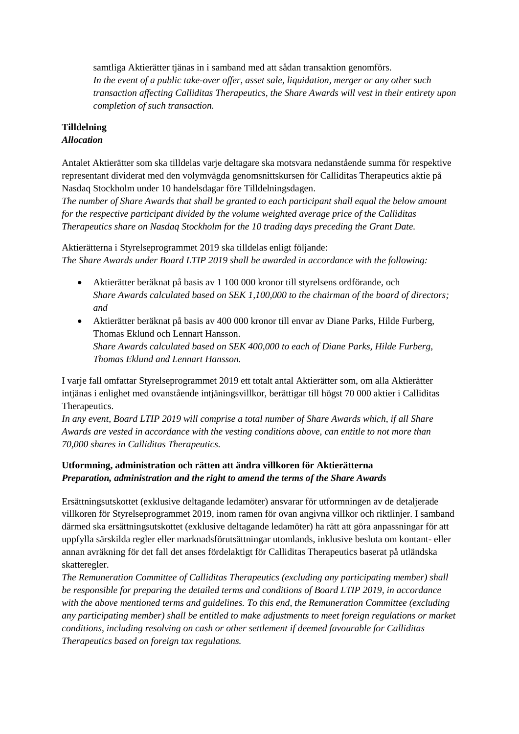samtliga Aktierätter tjänas in i samband med att sådan transaktion genomförs.
*In the event of a public take-over offer, asset sale, liquidation, merger or any other such transaction affecting Calliditas Therapeutics, the Share Awards will vest in their entirety upon completion of such transaction.*

**Tilldelning**
***Allocation***

Antalet Aktierätter som ska tilldelas varje deltagare ska motsvara nedanstående summa för respektive representant dividerat med den volymvägda genomsnittskursen för Calliditas Therapeutics aktie på Nasdaq Stockholm under 10 handelsdagar före Tilldelningsdagen.
*The number of Share Awards that shall be granted to each participant shall equal the below amount for the respective participant divided by the volume weighted average price of the Calliditas Therapeutics share on Nasdaq Stockholm for the 10 trading days preceding the Grant Date.*

Aktierätterna i Styrelseprogrammet 2019 ska tilldelas enligt följande:
*The Share Awards under Board LTIP 2019 shall be awarded in accordance with the following:*

- Aktierätter beräknat på basis av 1 100 000 kronor till styrelsens ordförande, och
  *Share Awards calculated based on SEK 1,100,000 to the chairman of the board of directors; and*
- Aktierätter beräknat på basis av 400 000 kronor till envar av Diane Parks, Hilde Furberg, Thomas Eklund och Lennart Hansson.
  *Share Awards calculated based on SEK 400,000 to each of Diane Parks, Hilde Furberg, Thomas Eklund and Lennart Hansson.*

I varje fall omfattar Styrelseprogrammet 2019 ett totalt antal Aktierätter som, om alla Aktierätter intjänas i enlighet med ovanstående intjäningsvillkor, berättigar till högst 70 000 aktier i Calliditas Therapeutics.
*In any event, Board LTIP 2019 will comprise a total number of Share Awards which, if all Share Awards are vested in accordance with the vesting conditions above, can entitle to not more than 70,000 shares in Calliditas Therapeutics.*

**Utformning, administration och rätten att ändra villkoren för Aktierätterna**
***Preparation, administration and the right to amend the terms of the Share Awards***

Ersättningsutskottet (exklusive deltagande ledamöter) ansvarar för utformningen av de detaljerade villkoren för Styrelseprogrammet 2019, inom ramen för ovan angivna villkor och riktlinjer. I samband därmed ska ersättningsutskottet (exklusive deltagande ledamöter) ha rätt att göra anpassningar för att uppfylla särskilda regler eller marknadsförutsättningar utomlands, inklusive besluta om kontant- eller annan avräkning för det fall det anses fördelaktigt för Calliditas Therapeutics baserat på utländska skatteregler.
*The Remuneration Committee of Calliditas Therapeutics (excluding any participating member) shall be responsible for preparing the detailed terms and conditions of Board LTIP 2019, in accordance with the above mentioned terms and guidelines. To this end, the Remuneration Committee (excluding any participating member) shall be entitled to make adjustments to meet foreign regulations or market conditions, including resolving on cash or other settlement if deemed favourable for Calliditas Therapeutics based on foreign tax regulations.*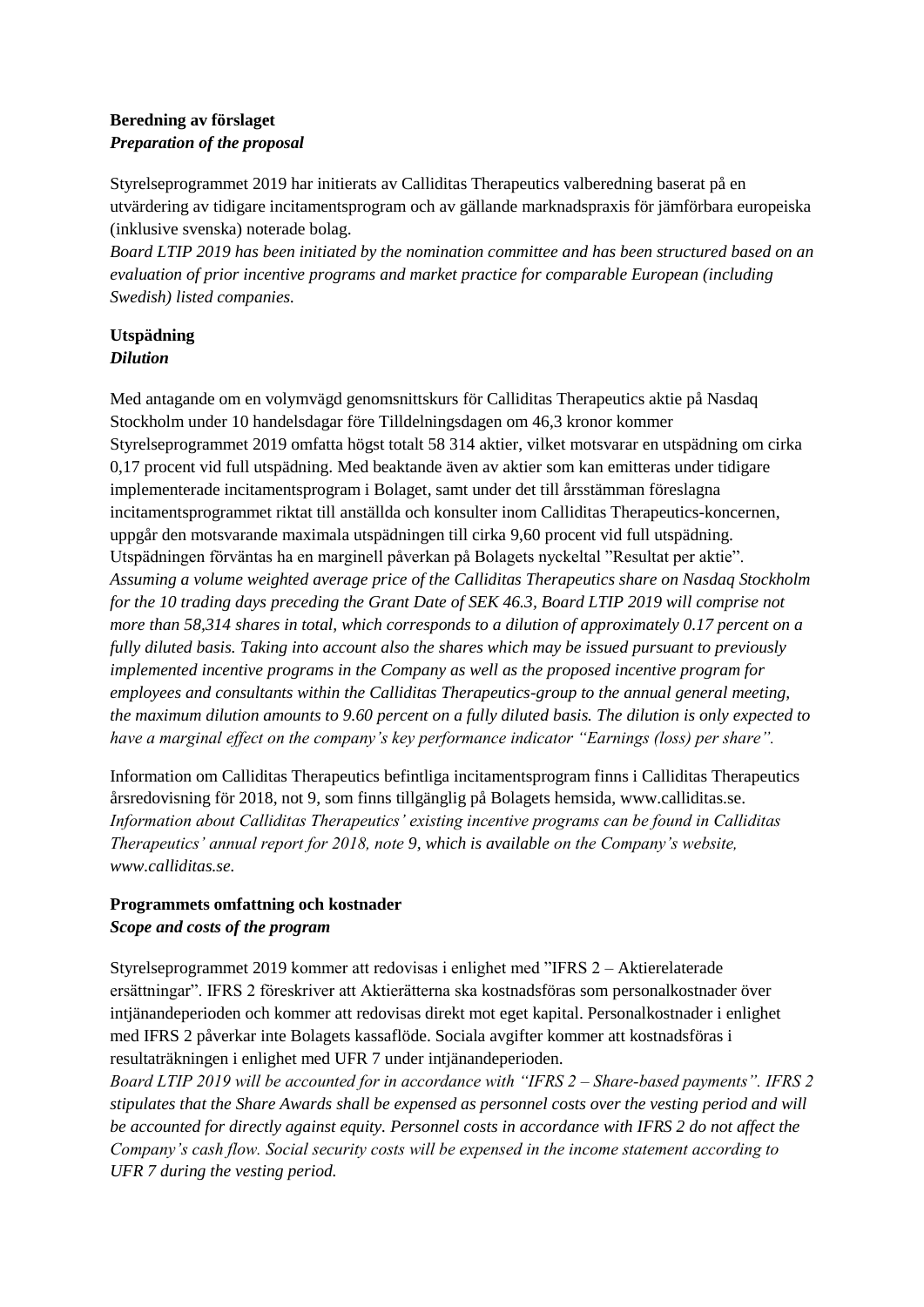**Beredning av förslaget**
***Preparation of the proposal***

Styrelseprogrammet 2019 har initierats av Calliditas Therapeutics valberedning baserat på en utvärdering av tidigare incitamentsprogram och av gällande marknadspraxis för jämförbara europeiska (inklusive svenska) noterade bolag.
*Board LTIP 2019 has been initiated by the nomination committee and has been structured based on an evaluation of prior incentive programs and market practice for comparable European (including Swedish) listed companies.*

**Utspädning**
***Dilution***

Med antagande om en volymvägd genomsnittskurs för Calliditas Therapeutics aktie på Nasdaq Stockholm under 10 handelsdagar före Tilldelningsdagen om 46,3 kronor kommer Styrelseprogrammet 2019 omfatta högst totalt 58 314 aktier, vilket motsvarar en utspädning om cirka 0,17 procent vid full utspädning. Med beaktande även av aktier som kan emitteras under tidigare implementerade incitamentsprogram i Bolaget, samt under det till årsstämman föreslagna incitamentsprogrammet riktat till anställda och konsulter inom Calliditas Therapeutics-koncernen, uppgår den motsvarande maximala utspädningen till cirka 9,60 procent vid full utspädning. Utspädningen förväntas ha en marginell påverkan på Bolagets nyckeltal "Resultat per aktie".
*Assuming a volume weighted average price of the Calliditas Therapeutics share on Nasdaq Stockholm for the 10 trading days preceding the Grant Date of SEK 46.3, Board LTIP 2019 will comprise not more than 58,314 shares in total, which corresponds to a dilution of approximately 0.17 percent on a fully diluted basis. Taking into account also the shares which may be issued pursuant to previously implemented incentive programs in the Company as well as the proposed incentive program for employees and consultants within the Calliditas Therapeutics-group to the annual general meeting, the maximum dilution amounts to 9.60 percent on a fully diluted basis. The dilution is only expected to have a marginal effect on the company's key performance indicator "Earnings (loss) per share".*

Information om Calliditas Therapeutics befintliga incitamentsprogram finns i Calliditas Therapeutics årsredovisning för 2018, not 9, som finns tillgänglig på Bolagets hemsida, www.calliditas.se.
*Information about Calliditas Therapeutics' existing incentive programs can be found in Calliditas Therapeutics' annual report for 2018, note 9, which is available on the Company's website, www.calliditas.se.*

**Programmets omfattning och kostnader**
***Scope and costs of the program***

Styrelseprogrammet 2019 kommer att redovisas i enlighet med "IFRS 2 – Aktierelaterade ersättningar". IFRS 2 föreskriver att Aktierätterna ska kostnadsföras som personalkostnader över intjänandeperioden och kommer att redovisas direkt mot eget kapital. Personalkostnader i enlighet med IFRS 2 påverkar inte Bolagets kassaflöde. Sociala avgifter kommer att kostnadsföras i resultaträkningen i enlighet med UFR 7 under intjänandeperioden.
*Board LTIP 2019 will be accounted for in accordance with "IFRS 2 – Share-based payments". IFRS 2 stipulates that the Share Awards shall be expensed as personnel costs over the vesting period and will be accounted for directly against equity. Personnel costs in accordance with IFRS 2 do not affect the Company's cash flow. Social security costs will be expensed in the income statement according to UFR 7 during the vesting period.*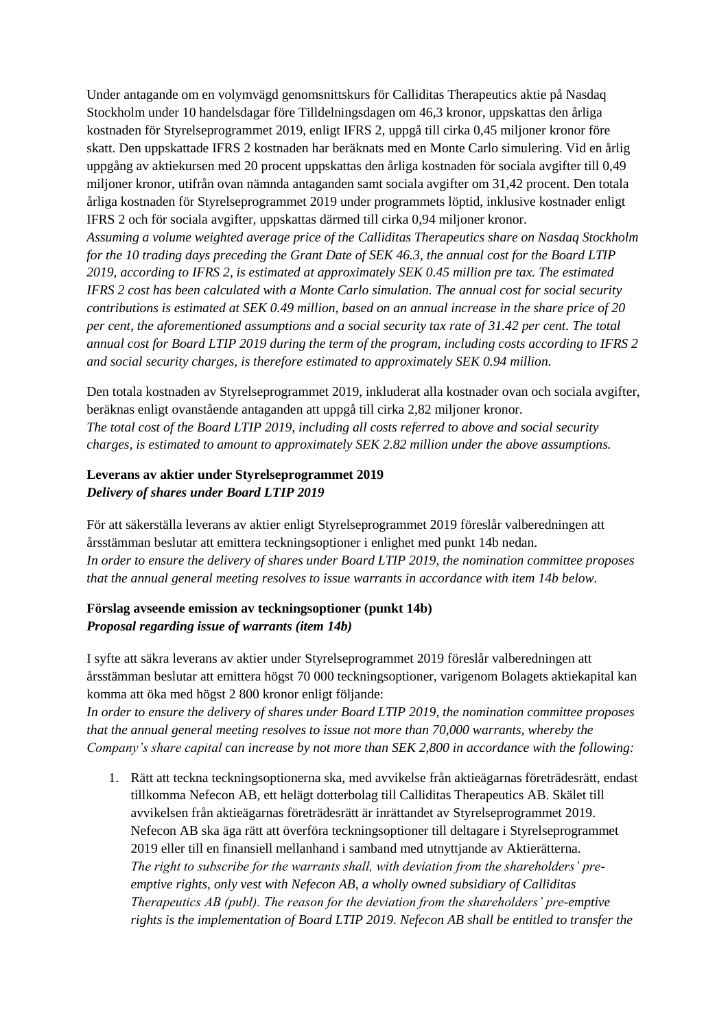Under antagande om en volymvägd genomsnittskurs för Calliditas Therapeutics aktie på Nasdaq Stockholm under 10 handelsdagar före Tilldelningsdagen om 46,3 kronor, uppskattas den årliga kostnaden för Styrelseprogrammet 2019, enligt IFRS 2, uppgå till cirka 0,45 miljoner kronor före skatt. Den uppskattade IFRS 2 kostnaden har beräknats med en Monte Carlo simulering. Vid en årlig uppgång av aktiekursen med 20 procent uppskattas den årliga kostnaden för sociala avgifter till 0,49 miljoner kronor, utifrån ovan nämnda antaganden samt sociala avgifter om 31,42 procent. Den totala årliga kostnaden för Styrelseprogrammet 2019 under programmets löptid, inklusive kostnader enligt IFRS 2 och för sociala avgifter, uppskattas därmed till cirka 0,94 miljoner kronor.
*Assuming a volume weighted average price of the Calliditas Therapeutics share on Nasdaq Stockholm for the 10 trading days preceding the Grant Date of SEK 46.3, the annual cost for the Board LTIP 2019, according to IFRS 2, is estimated at approximately SEK 0.45 million pre tax. The estimated IFRS 2 cost has been calculated with a Monte Carlo simulation. The annual cost for social security contributions is estimated at SEK 0.49 million, based on an annual increase in the share price of 20 per cent, the aforementioned assumptions and a social security tax rate of 31.42 per cent. The total annual cost for Board LTIP 2019 during the term of the program, including costs according to IFRS 2 and social security charges, is therefore estimated to approximately SEK 0.94 million.*

Den totala kostnaden av Styrelseprogrammet 2019, inkluderat alla kostnader ovan och sociala avgifter, beräknas enligt ovanstående antaganden att uppgå till cirka 2,82 miljoner kronor.
*The total cost of the Board LTIP 2019, including all costs referred to above and social security charges, is estimated to amount to approximately SEK 2.82 million under the above assumptions.*

**Leverans av aktier under Styrelseprogrammet 2019**
***Delivery of shares under Board LTIP 2019***

För att säkerställa leverans av aktier enligt Styrelseprogrammet 2019 föreslår valberedningen att årsstämman beslutar att emittera teckningsoptioner i enlighet med punkt 14b nedan.
*In order to ensure the delivery of shares under Board LTIP 2019, the nomination committee proposes that the annual general meeting resolves to issue warrants in accordance with item 14b below.*

**Förslag avseende emission av teckningsoptioner (punkt 14b)**
***Proposal regarding issue of warrants (item 14b)***

I syfte att säkra leverans av aktier under Styrelseprogrammet 2019 föreslår valberedningen att årsstämman beslutar att emittera högst 70 000 teckningsoptioner, varigenom Bolagets aktiekapital kan komma att öka med högst 2 800 kronor enligt följande:
*In order to ensure the delivery of shares under Board LTIP 2019, the nomination committee proposes that the annual general meeting resolves to issue not more than 70,000 warrants, whereby the Company's share capital can increase by not more than SEK 2,800 in accordance with the following:*

1. Rätt att teckna teckningsoptionerna ska, med avvikelse från aktieägarnas företrädesrätt, endast tillkomma Nefecon AB, ett helägt dotterbolag till Calliditas Therapeutics AB. Skälet till avvikelsen från aktieägarnas företrädesrätt är inrättandet av Styrelseprogrammet 2019. Nefecon AB ska äga rätt att överföra teckningsoptioner till deltagare i Styrelseprogrammet 2019 eller till en finansiell mellanhand i samband med utnyttjande av Aktierätterna.
   *The right to subscribe for the warrants shall, with deviation from the shareholders' pre-emptive rights, only vest with Nefecon AB, a wholly owned subsidiary of Calliditas Therapeutics AB (publ). The reason for the deviation from the shareholders' pre-emptive rights is the implementation of Board LTIP 2019. Nefecon AB shall be entitled to transfer the*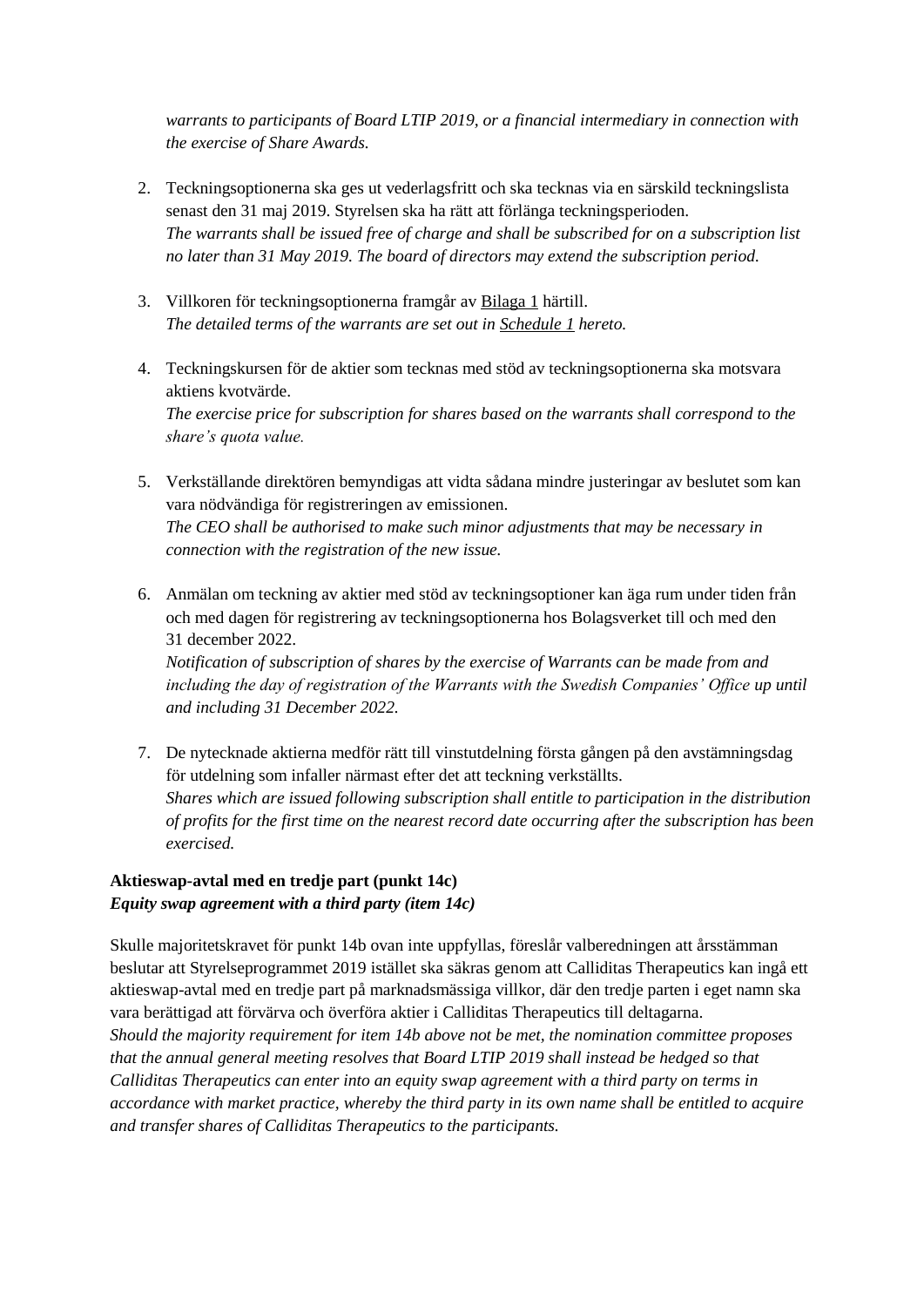*warrants to participants of Board LTIP 2019, or a financial intermediary in connection with the exercise of Share Awards.*

2. Teckningsoptionerna ska ges ut vederlagsfritt och ska tecknas via en särskild teckningslista senast den 31 maj 2019. Styrelsen ska ha rätt att förlänga teckningsperioden.
   *The warrants shall be issued free of charge and shall be subscribed for on a subscription list no later than 31 May 2019. The board of directors may extend the subscription period.*

3. Villkoren för teckningsoptionerna framgår av Bilaga 1 härtill.
   *The detailed terms of the warrants are set out in Schedule 1 hereto.*

4. Teckningskursen för de aktier som tecknas med stöd av teckningsoptionerna ska motsvara aktiens kvotvärde.
   *The exercise price for subscription for shares based on the warrants shall correspond to the share's quota value.*

5. Verkställande direktören bemyndigas att vidta sådana mindre justeringar av beslutet som kan vara nödvändiga för registreringen av emissionen.
   *The CEO shall be authorised to make such minor adjustments that may be necessary in connection with the registration of the new issue.*

6. Anmälan om teckning av aktier med stöd av teckningsoptioner kan äga rum under tiden från och med dagen för registrering av teckningsoptionerna hos Bolagsverket till och med den 31 december 2022.
   *Notification of subscription of shares by the exercise of Warrants can be made from and including the day of registration of the Warrants with the Swedish Companies' Office up until and including 31 December 2022.*

7. De nytecknade aktierna medför rätt till vinstutdelning första gången på den avstämningsdag för utdelning som infaller närmast efter det att teckning verkställts.
   *Shares which are issued following subscription shall entitle to participation in the distribution of profits for the first time on the nearest record date occurring after the subscription has been exercised.*

**Aktieswap-avtal med en tredje part (punkt 14c)**
***Equity swap agreement with a third party (item 14c)***

Skulle majoritetskravet för punkt 14b ovan inte uppfyllas, föreslår valberedningen att årsstämman beslutar att Styrelseprogrammet 2019 istället ska säkras genom att Calliditas Therapeutics kan ingå ett aktieswap-avtal med en tredje part på marknadsmässiga villkor, där den tredje parten i eget namn ska vara berättigad att förvärva och överföra aktier i Calliditas Therapeutics till deltagarna.
*Should the majority requirement for item 14b above not be met, the nomination committee proposes that the annual general meeting resolves that Board LTIP 2019 shall instead be hedged so that Calliditas Therapeutics can enter into an equity swap agreement with a third party on terms in accordance with market practice, whereby the third party in its own name shall be entitled to acquire and transfer shares of Calliditas Therapeutics to the participants.*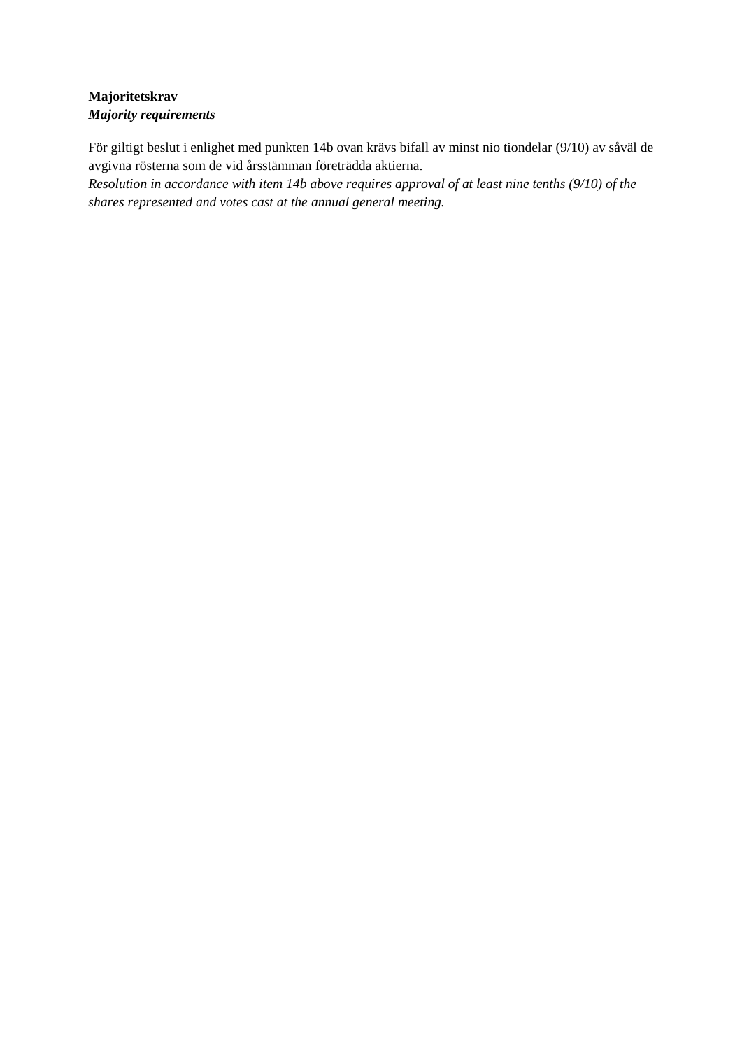**Majoritetskrav**
***Majority requirements***

För giltigt beslut i enlighet med punkten 14b ovan krävs bifall av minst nio tiondelar (9/10) av såväl de avgivna rösterna som de vid årsstämman företrädda aktierna.
*Resolution in accordance with item 14b above requires approval of at least nine tenths (9/10) of the shares represented and votes cast at the annual general meeting.*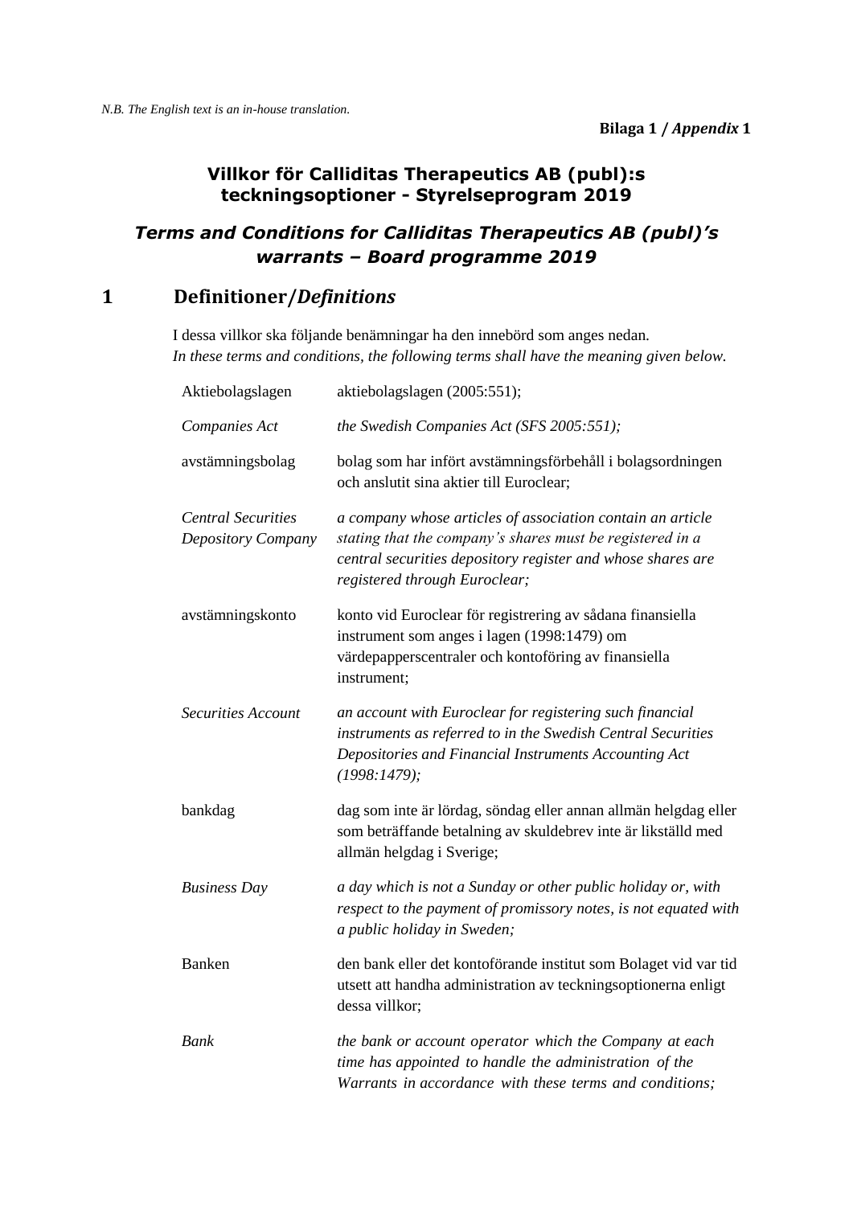*N.B. The English text is an in-house translation.*

**Bilaga 1 /** ***Appendix*** **1**

## Villkor för Calliditas Therapeutics AB (publ):s teckningsoptioner - Styrelseprogram 2019

## *Terms and Conditions for Calliditas Therapeutics AB (publ)'s warrants – Board programme 2019*

# 1 Definitioner/*Definitions*

I dessa villkor ska följande benämningar ha den innebörd som anges nedan.
*In these terms and conditions, the following terms shall have the meaning given below.*

| | |
|---|---|
| Aktiebolagslagen | aktiebolagslagen (2005:551); |
| *Companies Act* | *the Swedish Companies Act (SFS 2005:551);* |
| avstämningsbolag | bolag som har infört avstämningsförbehåll i bolagsordningen och anslutit sina aktier till Euroclear; |
| *Central Securities Depository Company* | *a company whose articles of association contain an article stating that the company's shares must be registered in a central securities depository register and whose shares are registered through Euroclear;* |
| avstämningskonto | konto vid Euroclear för registrering av sådana finansiella instrument som anges i lagen (1998:1479) om värdepapperscentraler och kontoföring av finansiella instrument; |
| *Securities Account* | *an account with Euroclear for registering such financial instruments as referred to in the Swedish Central Securities Depositories and Financial Instruments Accounting Act (1998:1479);* |
| bankdag | dag som inte är lördag, söndag eller annan allmän helgdag eller som beträffande betalning av skuldebrev inte är likställd med allmän helgdag i Sverige; |
| *Business Day* | *a day which is not a Sunday or other public holiday or, with respect to the payment of promissory notes, is not equated with a public holiday in Sweden;* |
| Banken | den bank eller det kontoförande institut som Bolaget vid var tid utsett att handha administration av teckningsoptionerna enligt dessa villkor; |
| *Bank* | *the bank or account operator which the Company at each time has appointed to handle the administration of the Warrants in accordance with these terms and conditions;* |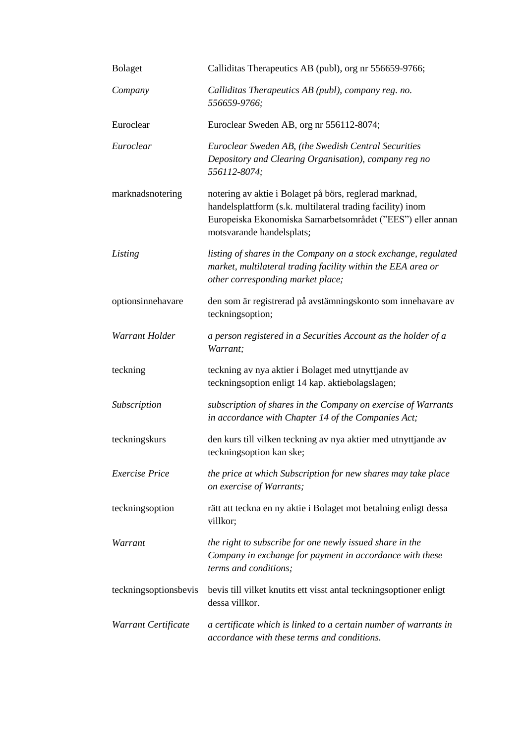| | |
|---|---|
| Bolaget | Calliditas Therapeutics AB (publ), org nr 556659-9766; |
| *Company* | *Calliditas Therapeutics AB (publ), company reg. no. 556659-9766;* |
| Euroclear | Euroclear Sweden AB, org nr 556112-8074; |
| *Euroclear* | *Euroclear Sweden AB, (the Swedish Central Securities Depository and Clearing Organisation), company reg no 556112-8074;* |
| marknadsnotering | notering av aktie i Bolaget på börs, reglerad marknad, handelsplattform (s.k. multilateral trading facility) inom Europeiska Ekonomiska Samarbetsområdet (”EES”) eller annan motsvarande handelsplats; |
| *Listing* | *listing of shares in the Company on a stock exchange, regulated market, multilateral trading facility within the EEA area or other corresponding market place;* |
| optionsinnehavare | den som är registrerad på avstämningskonto som innehavare av teckningsoption; |
| *Warrant Holder* | *a person registered in a Securities Account as the holder of a Warrant;* |
| teckning | teckning av nya aktier i Bolaget med utnyttjande av teckningsoption enligt 14 kap. aktiebolagslagen; |
| *Subscription* | *subscription of shares in the Company on exercise of Warrants in accordance with Chapter 14 of the Companies Act;* |
| teckningskurs | den kurs till vilken teckning av nya aktier med utnyttjande av teckningsoption kan ske; |
| *Exercise Price* | *the price at which Subscription for new shares may take place on exercise of Warrants;* |
| teckningsoption | rätt att teckna en ny aktie i Bolaget mot betalning enligt dessa villkor; |
| *Warrant* | *the right to subscribe for one newly issued share in the Company in exchange for payment in accordance with these terms and conditions;* |
| teckningsoptionsbevis | bevis till vilket knutits ett visst antal teckningsoptioner enligt dessa villkor. |
| *Warrant Certificate* | *a certificate which is linked to a certain number of warrants in accordance with these terms and conditions.* |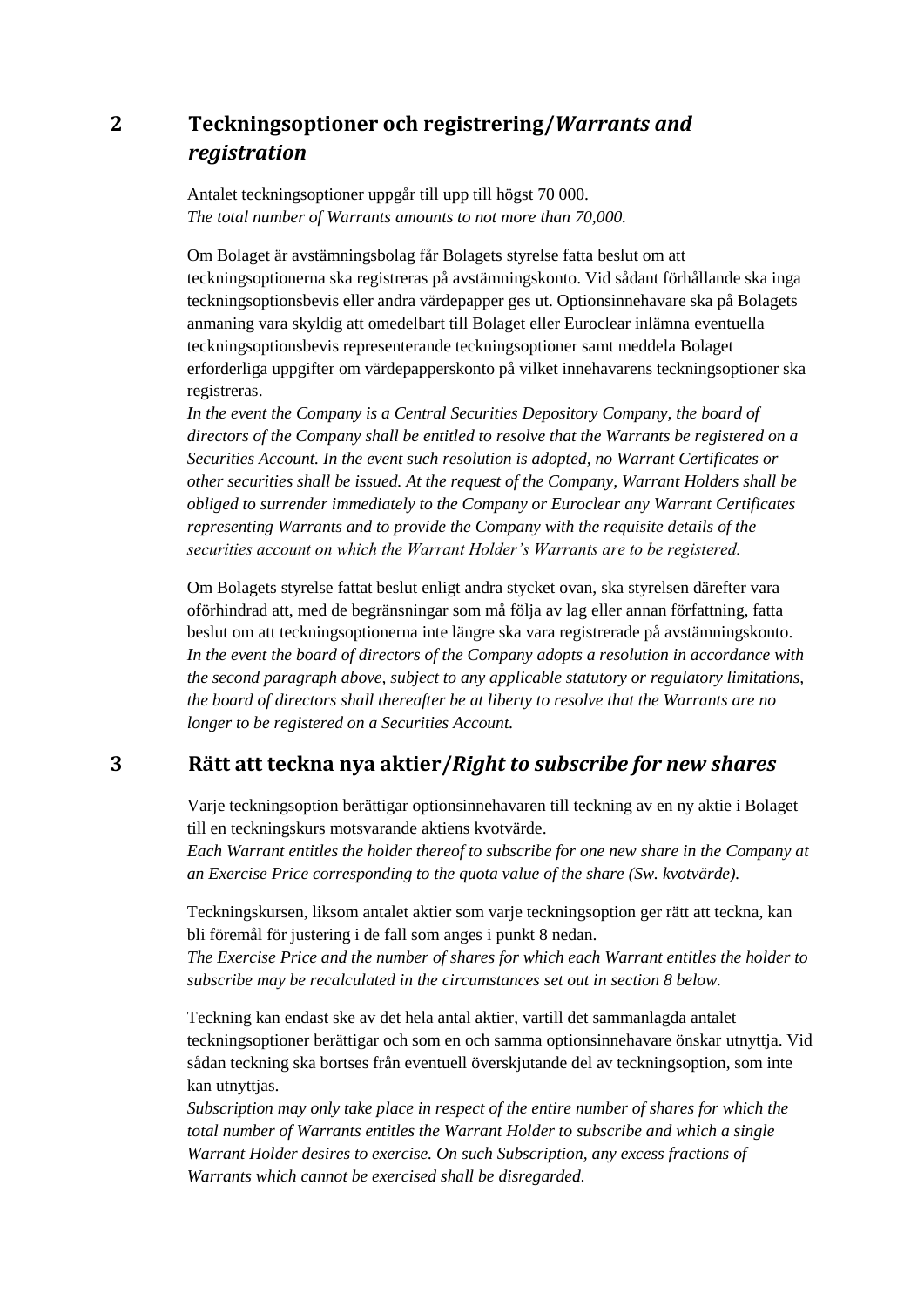## 2 Teckningsoptioner och registrering/*Warrants and registration*

Antalet teckningsoptioner uppgår till upp till högst 70 000.
*The total number of Warrants amounts to not more than 70,000.*

Om Bolaget är avstämningsbolag får Bolagets styrelse fatta beslut om att teckningsoptionerna ska registreras på avstämningskonto. Vid sådant förhållande ska inga teckningsoptionsbevis eller andra värdepapper ges ut. Optionsinnehavare ska på Bolagets anmaning vara skyldig att omedelbart till Bolaget eller Euroclear inlämna eventuella teckningsoptionsbevis representerande teckningsoptioner samt meddela Bolaget erforderliga uppgifter om värdepapperskonto på vilket innehavarens teckningsoptioner ska registreras.
*In the event the Company is a Central Securities Depository Company, the board of directors of the Company shall be entitled to resolve that the Warrants be registered on a Securities Account. In the event such resolution is adopted, no Warrant Certificates or other securities shall be issued. At the request of the Company, Warrant Holders shall be obliged to surrender immediately to the Company or Euroclear any Warrant Certificates representing Warrants and to provide the Company with the requisite details of the securities account on which the Warrant Holder's Warrants are to be registered.*

Om Bolagets styrelse fattat beslut enligt andra stycket ovan, ska styrelsen därefter vara oförhindrad att, med de begränsningar som må följa av lag eller annan författning, fatta beslut om att teckningsoptionerna inte längre ska vara registrerade på avstämningskonto.
*In the event the board of directors of the Company adopts a resolution in accordance with the second paragraph above, subject to any applicable statutory or regulatory limitations, the board of directors shall thereafter be at liberty to resolve that the Warrants are no longer to be registered on a Securities Account.*

## 3 Rätt att teckna nya aktier/*Right to subscribe for new shares*

Varje teckningsoption berättigar optionsinnehavaren till teckning av en ny aktie i Bolaget till en teckningskurs motsvarande aktiens kvotvärde.
*Each Warrant entitles the holder thereof to subscribe for one new share in the Company at an Exercise Price corresponding to the quota value of the share (Sw. kvotvärde).*

Teckningskursen, liksom antalet aktier som varje teckningsoption ger rätt att teckna, kan bli föremål för justering i de fall som anges i punkt 8 nedan.
*The Exercise Price and the number of shares for which each Warrant entitles the holder to subscribe may be recalculated in the circumstances set out in section 8 below.*

Teckning kan endast ske av det hela antal aktier, vartill det sammanlagda antalet teckningsoptioner berättigar och som en och samma optionsinnehavare önskar utnyttja. Vid sådan teckning ska bortses från eventuell överskjutande del av teckningsoption, som inte kan utnyttjas.
*Subscription may only take place in respect of the entire number of shares for which the total number of Warrants entitles the Warrant Holder to subscribe and which a single Warrant Holder desires to exercise. On such Subscription, any excess fractions of Warrants which cannot be exercised shall be disregarded.*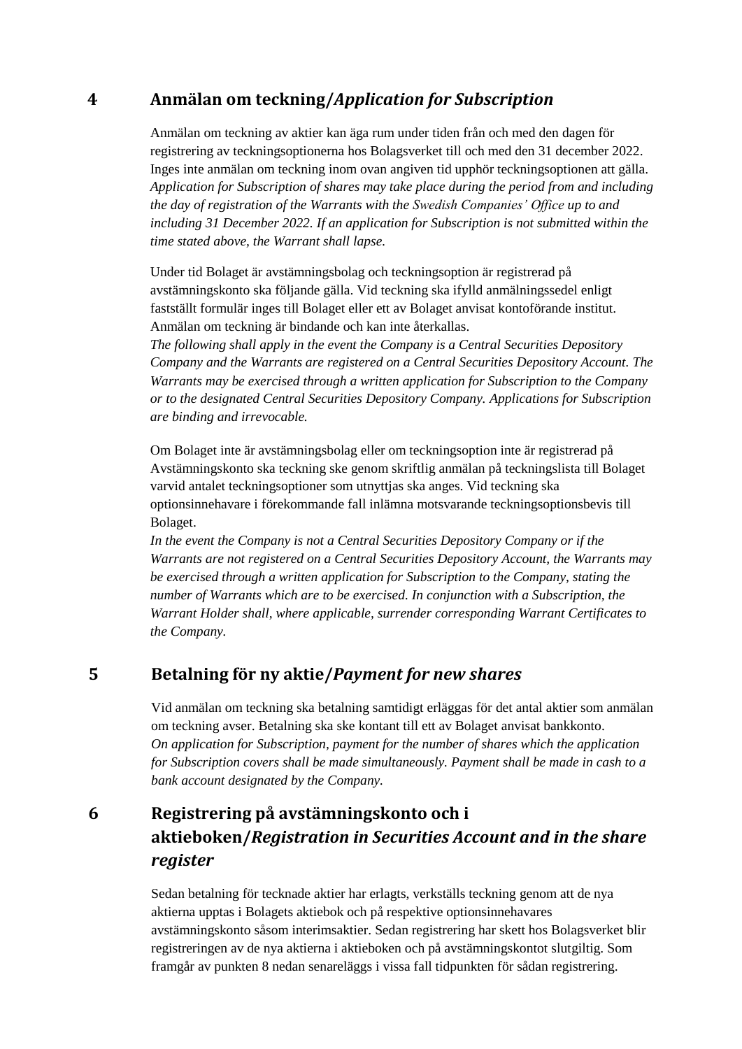## 4 Anmälan om teckning/*Application for Subscription*

Anmälan om teckning av aktier kan äga rum under tiden från och med den dagen för registrering av teckningsoptionerna hos Bolagsverket till och med den 31 december 2022. Inges inte anmälan om teckning inom ovan angiven tid upphör teckningsoptionen att gälla.
*Application for Subscription of shares may take place during the period from and including the day of registration of the Warrants with the Swedish Companies' Office up to and including 31 December 2022. If an application for Subscription is not submitted within the time stated above, the Warrant shall lapse.*

Under tid Bolaget är avstämningsbolag och teckningsoption är registrerad på avstämningskonto ska följande gälla. Vid teckning ska ifylld anmälningssedel enligt fastställt formulär inges till Bolaget eller ett av Bolaget anvisat kontoförande institut. Anmälan om teckning är bindande och kan inte återkallas.
*The following shall apply in the event the Company is a Central Securities Depository Company and the Warrants are registered on a Central Securities Depository Account. The Warrants may be exercised through a written application for Subscription to the Company or to the designated Central Securities Depository Company. Applications for Subscription are binding and irrevocable.*

Om Bolaget inte är avstämningsbolag eller om teckningsoption inte är registrerad på Avstämningskonto ska teckning ske genom skriftlig anmälan på teckningslista till Bolaget varvid antalet teckningsoptioner som utnyttjas ska anges. Vid teckning ska optionsinnehavare i förekommande fall inlämna motsvarande teckningsoptionsbevis till Bolaget.
*In the event the Company is not a Central Securities Depository Company or if the Warrants are not registered on a Central Securities Depository Account, the Warrants may be exercised through a written application for Subscription to the Company, stating the number of Warrants which are to be exercised. In conjunction with a Subscription, the Warrant Holder shall, where applicable, surrender corresponding Warrant Certificates to the Company.*

## 5 Betalning för ny aktie/*Payment for new shares*

Vid anmälan om teckning ska betalning samtidigt erläggas för det antal aktier som anmälan om teckning avser. Betalning ska ske kontant till ett av Bolaget anvisat bankkonto.
*On application for Subscription, payment for the number of shares which the application for Subscription covers shall be made simultaneously. Payment shall be made in cash to a bank account designated by the Company.*

## 6 Registrering på avstämningskonto och i aktieboken/*Registration in Securities Account and in the share register*

Sedan betalning för tecknade aktier har erlagts, verkställs teckning genom att de nya aktierna upptas i Bolagets aktiebok och på respektive optionsinnehavares avstämningskonto såsom interimsaktier. Sedan registrering har skett hos Bolagsverket blir registreringen av de nya aktierna i aktieboken och på avstämningskontot slutgiltig. Som framgår av punkten 8 nedan senareläggs i vissa fall tidpunkten för sådan registrering.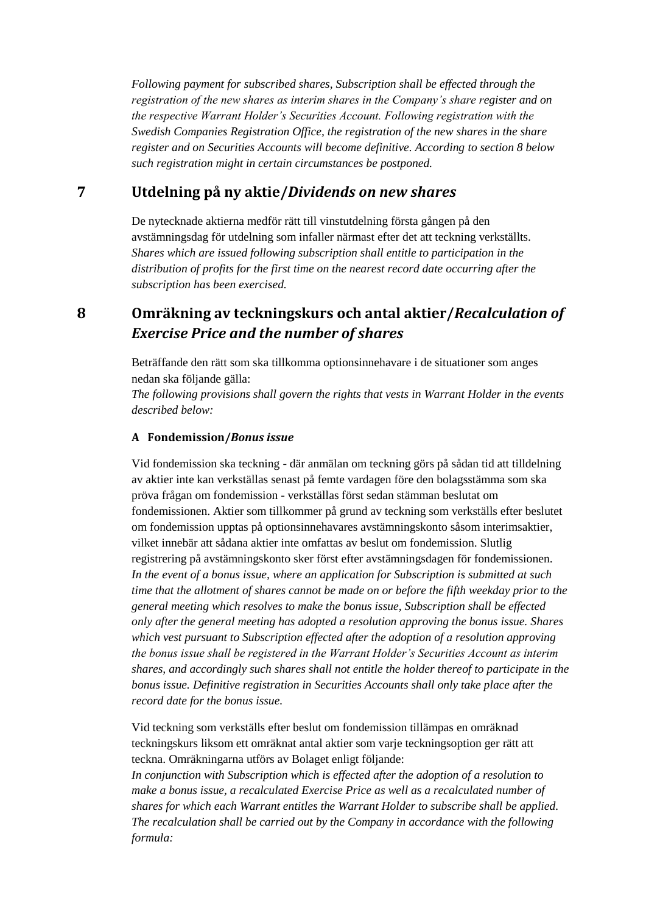*Following payment for subscribed shares, Subscription shall be effected through the registration of the new shares as interim shares in the Company's share register and on the respective Warrant Holder's Securities Account. Following registration with the Swedish Companies Registration Office, the registration of the new shares in the share register and on Securities Accounts will become definitive. According to section 8 below such registration might in certain circumstances be postponed.*

## 7 Utdelning på ny aktie/*Dividends on new shares*

De nytecknade aktierna medför rätt till vinstutdelning första gången på den avstämningsdag för utdelning som infaller närmast efter det att teckning verkställts.
*Shares which are issued following subscription shall entitle to participation in the distribution of profits for the first time on the nearest record date occurring after the subscription has been exercised.*

## 8 Omräkning av teckningskurs och antal aktier/*Recalculation of Exercise Price and the number of shares*

Beträffande den rätt som ska tillkomma optionsinnehavare i de situationer som anges nedan ska följande gälla:
*The following provisions shall govern the rights that vests in Warrant Holder in the events described below:*

### A Fondemission/*Bonus issue*

Vid fondemission ska teckning - där anmälan om teckning görs på sådan tid att tilldelning av aktier inte kan verkställas senast på femte vardagen före den bolagsstämma som ska pröva frågan om fondemission - verkställas först sedan stämman beslutat om fondemissionen. Aktier som tillkommer på grund av teckning som verkställs efter beslutet om fondemission upptas på optionsinnehavares avstämningskonto såsom interimsaktier, vilket innebär att sådana aktier inte omfattas av beslut om fondemission. Slutlig registrering på avstämningskonto sker först efter avstämningsdagen för fondemissionen.
*In the event of a bonus issue, where an application for Subscription is submitted at such time that the allotment of shares cannot be made on or before the fifth weekday prior to the general meeting which resolves to make the bonus issue, Subscription shall be effected only after the general meeting has adopted a resolution approving the bonus issue. Shares which vest pursuant to Subscription effected after the adoption of a resolution approving the bonus issue shall be registered in the Warrant Holder's Securities Account as interim shares, and accordingly such shares shall not entitle the holder thereof to participate in the bonus issue. Definitive registration in Securities Accounts shall only take place after the record date for the bonus issue.*

Vid teckning som verkställs efter beslut om fondemission tillämpas en omräknad teckningskurs liksom ett omräknat antal aktier som varje teckningsoption ger rätt att teckna. Omräkningarna utförs av Bolaget enligt följande:
*In conjunction with Subscription which is effected after the adoption of a resolution to make a bonus issue, a recalculated Exercise Price as well as a recalculated number of shares for which each Warrant entitles the Warrant Holder to subscribe shall be applied. The recalculation shall be carried out by the Company in accordance with the following formula:*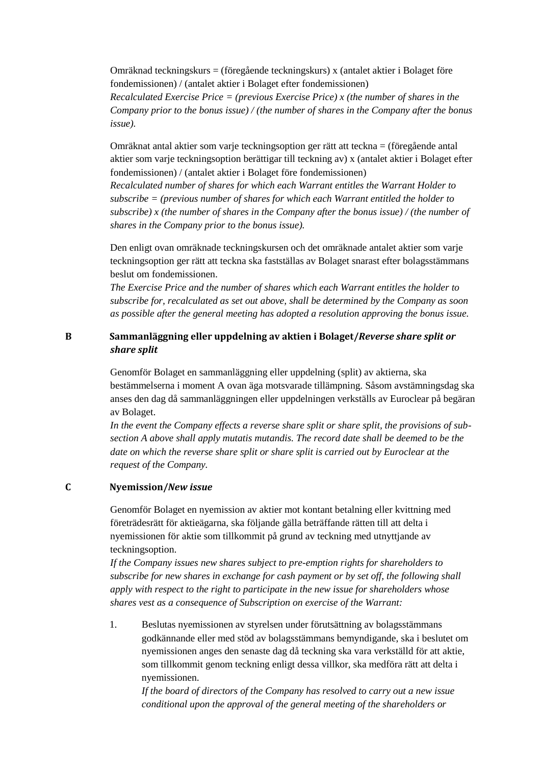Omräknad teckningskurs = (föregående teckningskurs) x (antalet aktier i Bolaget före fondemissionen) / (antalet aktier i Bolaget efter fondemissionen)
*Recalculated Exercise Price = (previous Exercise Price) x (the number of shares in the Company prior to the bonus issue) / (the number of shares in the Company after the bonus issue).*

Omräknat antal aktier som varje teckningsoption ger rätt att teckna = (föregående antal aktier som varje teckningsoption berättigar till teckning av) x (antalet aktier i Bolaget efter fondemissionen) / (antalet aktier i Bolaget före fondemissionen)
*Recalculated number of shares for which each Warrant entitles the Warrant Holder to subscribe = (previous number of shares for which each Warrant entitled the holder to subscribe) x (the number of shares in the Company after the bonus issue) / (the number of shares in the Company prior to the bonus issue).*

Den enligt ovan omräknade teckningskursen och det omräknade antalet aktier som varje teckningsoption ger rätt att teckna ska fastställas av Bolaget snarast efter bolagsstämmans beslut om fondemissionen.
*The Exercise Price and the number of shares which each Warrant entitles the holder to subscribe for, recalculated as set out above, shall be determined by the Company as soon as possible after the general meeting has adopted a resolution approving the bonus issue.*

**B Sammanläggning eller uppdelning av aktien i Bolaget/*Reverse share split or share split***

Genomför Bolaget en sammanläggning eller uppdelning (split) av aktierna, ska bestämmelserna i moment A ovan äga motsvarade tillämpning. Såsom avstämningsdag ska anses den dag då sammanläggningen eller uppdelningen verkställs av Euroclear på begäran av Bolaget.
*In the event the Company effects a reverse share split or share split, the provisions of sub-section A above shall apply mutatis mutandis. The record date shall be deemed to be the date on which the reverse share split or share split is carried out by Euroclear at the request of the Company.*

**C Nyemission/*New issue***

Genomför Bolaget en nyemission av aktier mot kontant betalning eller kvittning med företrädesrätt för aktieägarna, ska följande gälla beträffande rätten till att delta i nyemissionen för aktie som tillkommit på grund av teckning med utnyttjande av teckningsoption.
*If the Company issues new shares subject to pre-emption rights for shareholders to subscribe for new shares in exchange for cash payment or by set off, the following shall apply with respect to the right to participate in the new issue for shareholders whose shares vest as a consequence of Subscription on exercise of the Warrant:*

1. Beslutas nyemissionen av styrelsen under förutsättning av bolagsstämmans godkännande eller med stöd av bolagsstämmans bemyndigande, ska i beslutet om nyemissionen anges den senaste dag då teckning ska vara verkställd för att aktie, som tillkommit genom teckning enligt dessa villkor, ska medföra rätt att delta i nyemissionen.
   *If the board of directors of the Company has resolved to carry out a new issue conditional upon the approval of the general meeting of the shareholders or*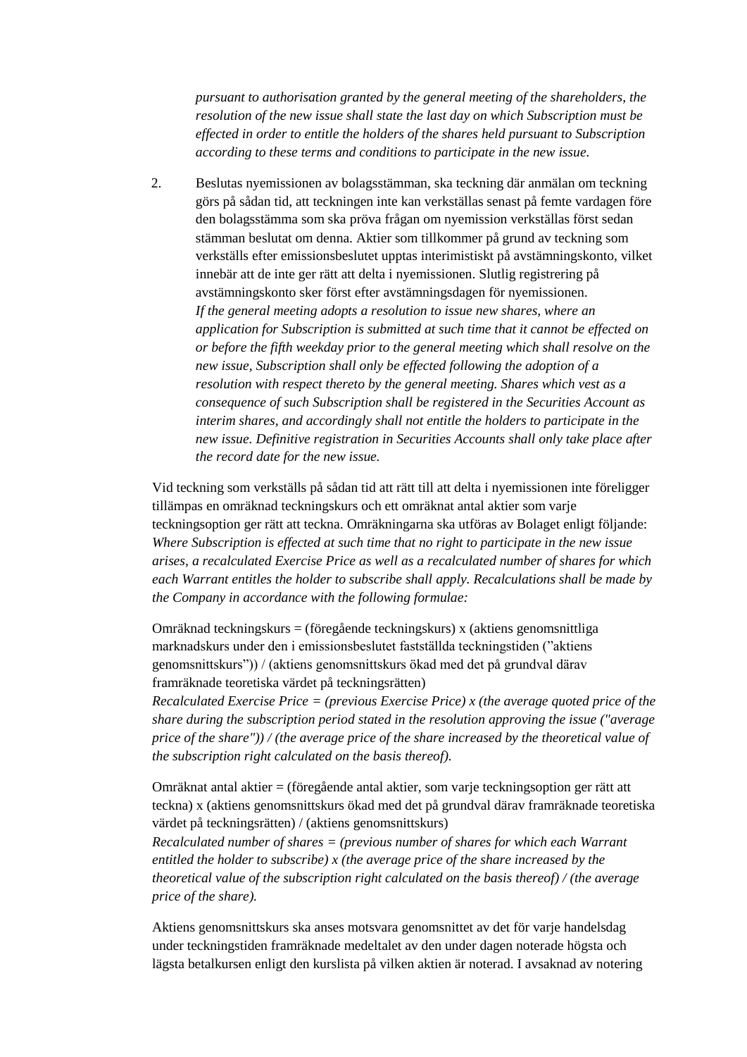*pursuant to authorisation granted by the general meeting of the shareholders, the resolution of the new issue shall state the last day on which Subscription must be effected in order to entitle the holders of the shares held pursuant to Subscription according to these terms and conditions to participate in the new issue.*

2. Beslutas nyemissionen av bolagsstämman, ska teckning där anmälan om teckning görs på sådan tid, att teckningen inte kan verkställas senast på femte vardagen före den bolagsstämma som ska pröva frågan om nyemission verkställas först sedan stämman beslutat om denna. Aktier som tillkommer på grund av teckning som verkställs efter emissionsbeslutet upptas interimistiskt på avstämningskonto, vilket innebär att de inte ger rätt att delta i nyemissionen. Slutlig registrering på avstämningskonto sker först efter avstämningsdagen för nyemissionen.
   *If the general meeting adopts a resolution to issue new shares, where an application for Subscription is submitted at such time that it cannot be effected on or before the fifth weekday prior to the general meeting which shall resolve on the new issue, Subscription shall only be effected following the adoption of a resolution with respect thereto by the general meeting. Shares which vest as a consequence of such Subscription shall be registered in the Securities Account as interim shares, and accordingly shall not entitle the holders to participate in the new issue. Definitive registration in Securities Accounts shall only take place after the record date for the new issue.*

Vid teckning som verkställs på sådan tid att rätt till att delta i nyemissionen inte föreligger tillämpas en omräknad teckningskurs och ett omräknat antal aktier som varje teckningsoption ger rätt att teckna. Omräkningarna ska utföras av Bolaget enligt följande:
*Where Subscription is effected at such time that no right to participate in the new issue arises, a recalculated Exercise Price as well as a recalculated number of shares for which each Warrant entitles the holder to subscribe shall apply. Recalculations shall be made by the Company in accordance with the following formulae:*

Omräknad teckningskurs = (föregående teckningskurs) x (aktiens genomsnittliga marknadskurs under den i emissionsbeslutet fastställda teckningstiden (”aktiens genomsnittskurs”)) / (aktiens genomsnittskurs ökad med det på grundval därav framräknade teoretiska värdet på teckningsrätten)
*Recalculated Exercise Price = (previous Exercise Price) x (the average quoted price of the share during the subscription period stated in the resolution approving the issue ("average price of the share")) / (the average price of the share increased by the theoretical value of the subscription right calculated on the basis thereof).*

Omräknat antal aktier = (föregående antal aktier, som varje teckningsoption ger rätt att teckna) x (aktiens genomsnittskurs ökad med det på grundval därav framräknade teoretiska värdet på teckningsrätten) / (aktiens genomsnittskurs)
*Recalculated number of shares = (previous number of shares for which each Warrant entitled the holder to subscribe) x (the average price of the share increased by the theoretical value of the subscription right calculated on the basis thereof) / (the average price of the share).*

Aktiens genomsnittskurs ska anses motsvara genomsnittet av det för varje handelsdag under teckningstiden framräknade medeltalet av den under dagen noterade högsta och lägsta betalkursen enligt den kurslista på vilken aktien är noterad. I avsaknad av notering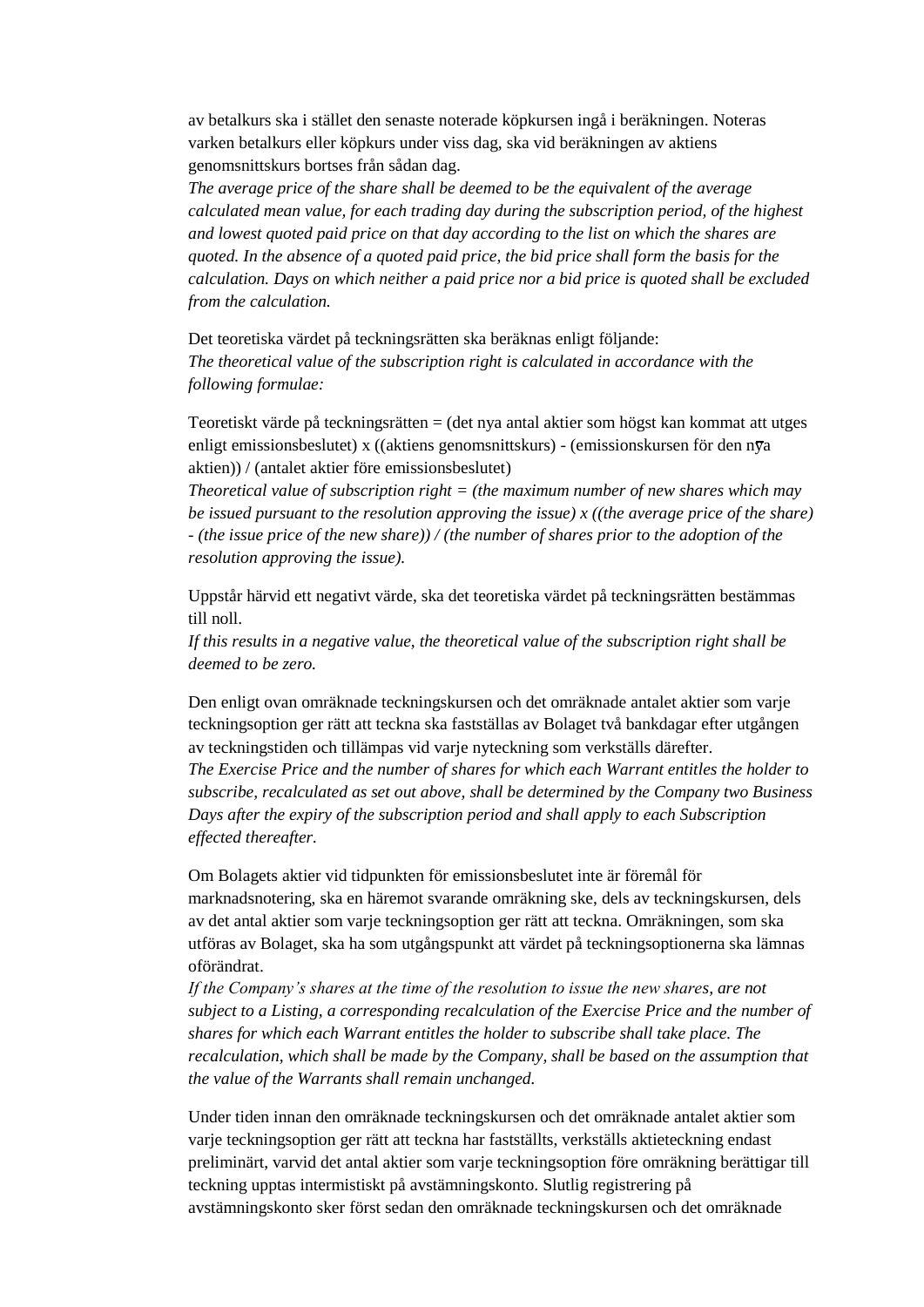av betalkurs ska i stället den senaste noterade köpkursen ingå i beräkningen. Noteras varken betalkurs eller köpkurs under viss dag, ska vid beräkningen av aktiens genomsnittskurs bortses från sådan dag.
*The average price of the share shall be deemed to be the equivalent of the average calculated mean value, for each trading day during the subscription period, of the highest and lowest quoted paid price on that day according to the list on which the shares are quoted. In the absence of a quoted paid price, the bid price shall form the basis for the calculation. Days on which neither a paid price nor a bid price is quoted shall be excluded from the calculation.*

Det teoretiska värdet på teckningsrätten ska beräknas enligt följande:
*The theoretical value of the subscription right is calculated in accordance with the following formulae:*

Teoretiskt värde på teckningsrätten = (det nya antal aktier som högst kan kommat att utges enligt emissionsbeslutet) x ((aktiens genomsnittskurs) - (emissionskursen för den nya aktien)) / (antalet aktier före emissionsbeslutet)
*Theoretical value of subscription right = (the maximum number of new shares which may be issued pursuant to the resolution approving the issue) x ((the average price of the share) - (the issue price of the new share)) / (the number of shares prior to the adoption of the resolution approving the issue).*

Uppstår härvid ett negativt värde, ska det teoretiska värdet på teckningsrätten bestämmas till noll.
*If this results in a negative value, the theoretical value of the subscription right shall be deemed to be zero.*

Den enligt ovan omräknade teckningskursen och det omräknade antalet aktier som varje teckningsoption ger rätt att teckna ska fastställas av Bolaget två bankdagar efter utgången av teckningstiden och tillämpas vid varje nyteckning som verkställs därefter.
*The Exercise Price and the number of shares for which each Warrant entitles the holder to subscribe, recalculated as set out above, shall be determined by the Company two Business Days after the expiry of the subscription period and shall apply to each Subscription effected thereafter.*

Om Bolagets aktier vid tidpunkten för emissionsbeslutet inte är föremål för marknadsnotering, ska en häremot svarande omräkning ske, dels av teckningskursen, dels av det antal aktier som varje teckningsoption ger rätt att teckna. Omräkningen, som ska utföras av Bolaget, ska ha som utgångspunkt att värdet på teckningsoptionerna ska lämnas oförändrat.
*If the Company's shares at the time of the resolution to issue the new shares, are not subject to a Listing, a corresponding recalculation of the Exercise Price and the number of shares for which each Warrant entitles the holder to subscribe shall take place. The recalculation, which shall be made by the Company, shall be based on the assumption that the value of the Warrants shall remain unchanged.*

Under tiden innan den omräknade teckningskursen och det omräknade antalet aktier som varje teckningsoption ger rätt att teckna har fastställts, verkställs aktieteckning endast preliminärt, varvid det antal aktier som varje teckningsoption före omräkning berättigar till teckning upptas intermistiskt på avstämningskonto. Slutlig registrering på avstämningskonto sker först sedan den omräknade teckningskursen och det omräknade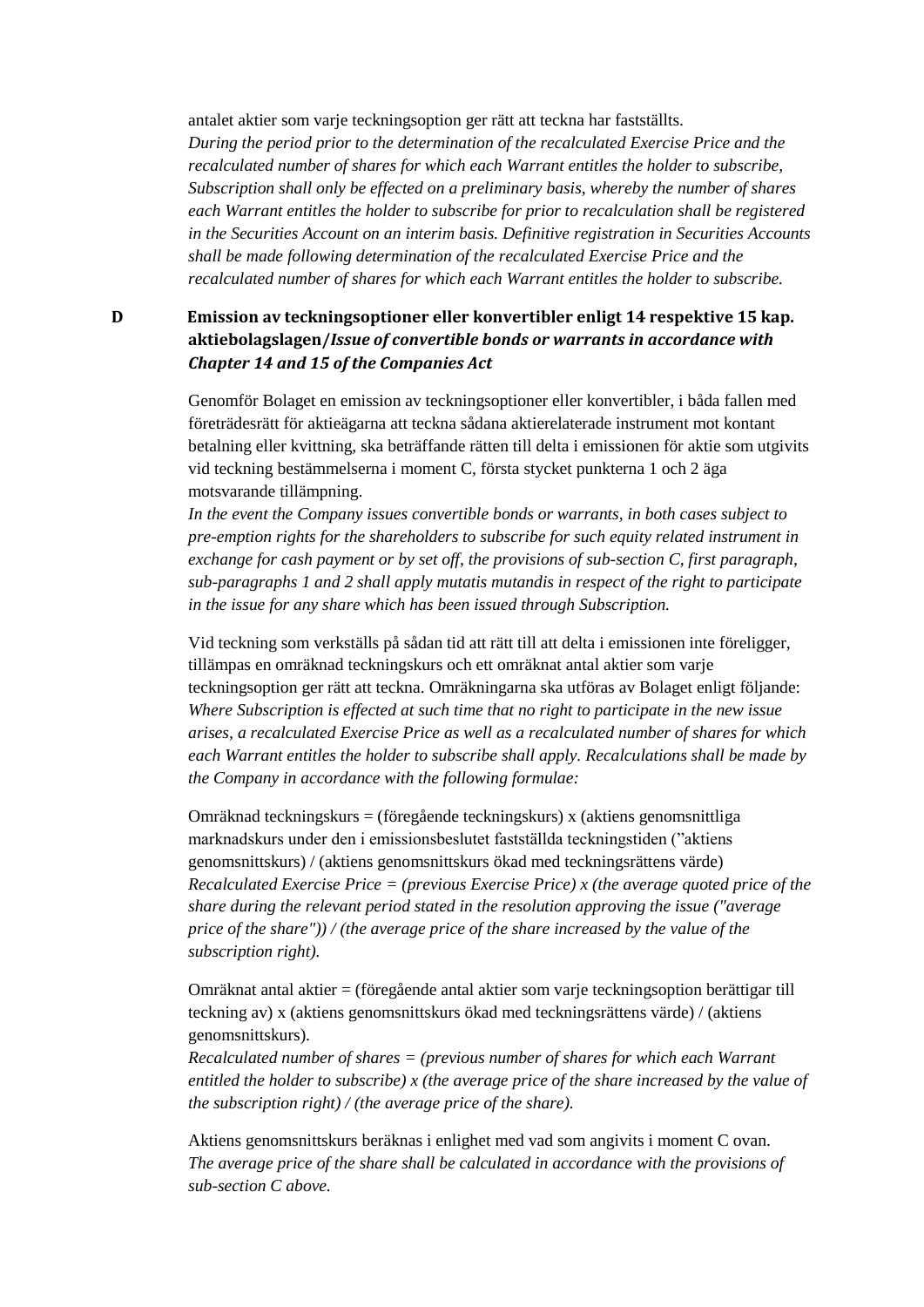antalet aktier som varje teckningsoption ger rätt att teckna har fastställts.
*During the period prior to the determination of the recalculated Exercise Price and the recalculated number of shares for which each Warrant entitles the holder to subscribe, Subscription shall only be effected on a preliminary basis, whereby the number of shares each Warrant entitles the holder to subscribe for prior to recalculation shall be registered in the Securities Account on an interim basis. Definitive registration in Securities Accounts shall be made following determination of the recalculated Exercise Price and the recalculated number of shares for which each Warrant entitles the holder to subscribe.*

**D Emission av teckningsoptioner eller konvertibler enligt 14 respektive 15 kap. aktiebolagslagen/*Issue of convertible bonds or warrants in accordance with Chapter 14 and 15 of the Companies Act***

Genomför Bolaget en emission av teckningsoptioner eller konvertibler, i båda fallen med företrädesrätt för aktieägarna att teckna sådana aktierelaterade instrument mot kontant betalning eller kvittning, ska beträffande rätten till delta i emissionen för aktie som utgivits vid teckning bestämmelserna i moment C, första stycket punkterna 1 och 2 äga motsvarande tillämpning.
*In the event the Company issues convertible bonds or warrants, in both cases subject to pre-emption rights for the shareholders to subscribe for such equity related instrument in exchange for cash payment or by set off, the provisions of sub-section C, first paragraph, sub-paragraphs 1 and 2 shall apply mutatis mutandis in respect of the right to participate in the issue for any share which has been issued through Subscription.*

Vid teckning som verkställs på sådan tid att rätt till att delta i emissionen inte föreligger, tillämpas en omräknad teckningskurs och ett omräknat antal aktier som varje teckningsoption ger rätt att teckna. Omräkningarna ska utföras av Bolaget enligt följande:
*Where Subscription is effected at such time that no right to participate in the new issue arises, a recalculated Exercise Price as well as a recalculated number of shares for which each Warrant entitles the holder to subscribe shall apply. Recalculations shall be made by the Company in accordance with the following formulae:*

Omräknad teckningskurs = (föregående teckningskurs) x (aktiens genomsnittliga marknadskurs under den i emissionsbeslutet fastställda teckningstiden (”aktiens genomsnittskurs”) / (aktiens genomsnittskurs ökad med teckningsrättens värde)
*Recalculated Exercise Price = (previous Exercise Price) x (the average quoted price of the share during the relevant period stated in the resolution approving the issue ("average price of the share")) / (the average price of the share increased by the value of the subscription right).*

Omräknat antal aktier = (föregående antal aktier som varje teckningsoption berättigar till teckning av) x (aktiens genomsnittskurs ökad med teckningsrättens värde) / (aktiens genomsnittskurs).
*Recalculated number of shares = (previous number of shares for which each Warrant entitled the holder to subscribe) x (the average price of the share increased by the value of the subscription right) / (the average price of the share).*

Aktiens genomsnittskurs beräknas i enlighet med vad som angivits i moment C ovan.
*The average price of the share shall be calculated in accordance with the provisions of sub-section C above.*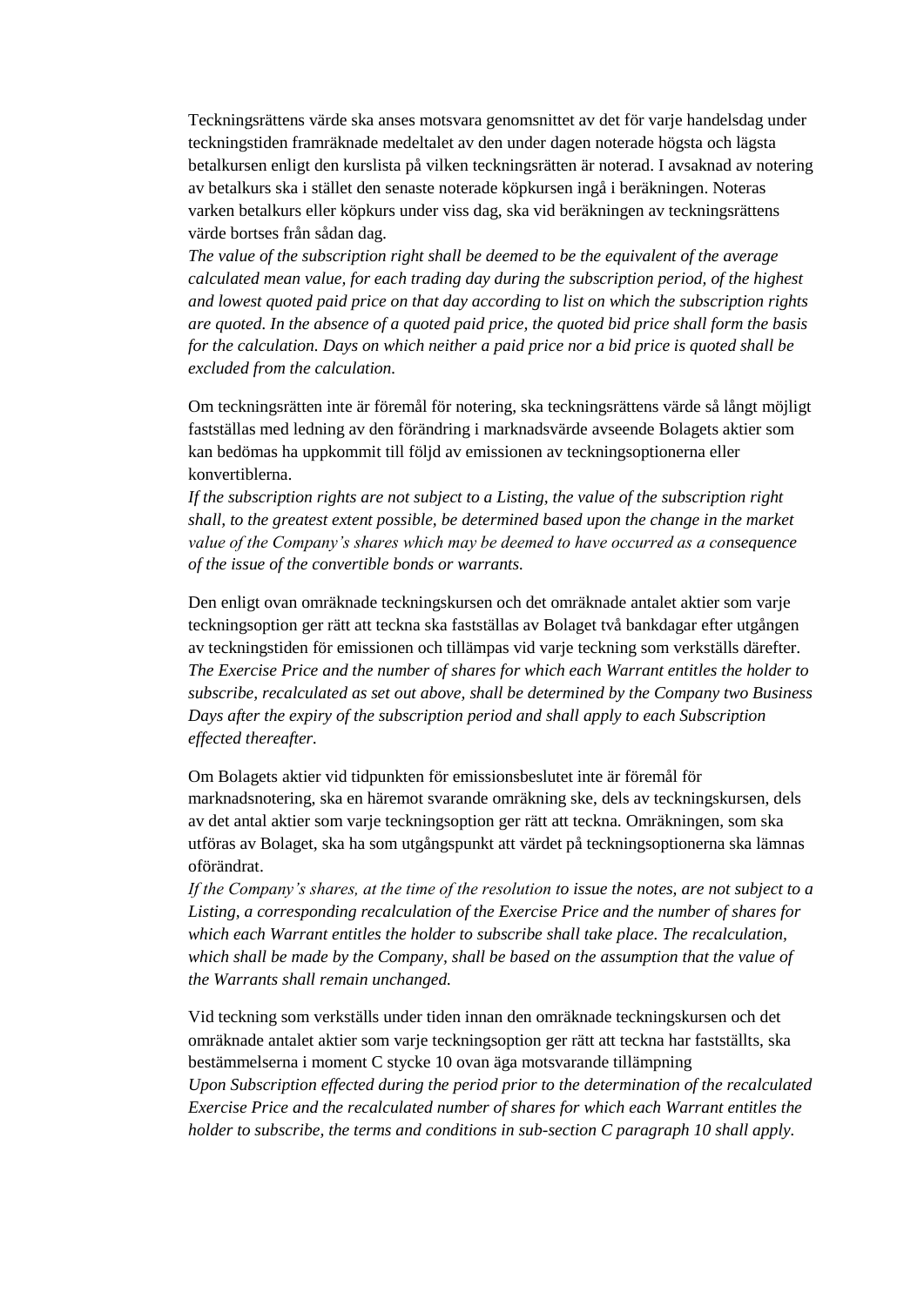Teckningsrättens värde ska anses motsvara genomsnittet av det för varje handelsdag under teckningstiden framräknade medeltalet av den under dagen noterade högsta och lägsta betalkursen enligt den kurslista på vilken teckningsrätten är noterad. I avsaknad av notering av betalkurs ska i stället den senaste noterade köpkursen ingå i beräkningen. Noteras varken betalkurs eller köpkurs under viss dag, ska vid beräkningen av teckningsrättens värde bortses från sådan dag.
*The value of the subscription right shall be deemed to be the equivalent of the average calculated mean value, for each trading day during the subscription period, of the highest and lowest quoted paid price on that day according to list on which the subscription rights are quoted. In the absence of a quoted paid price, the quoted bid price shall form the basis for the calculation. Days on which neither a paid price nor a bid price is quoted shall be excluded from the calculation.*

Om teckningsrätten inte är föremål för notering, ska teckningsrättens värde så långt möjligt fastställas med ledning av den förändring i marknadsvärde avseende Bolagets aktier som kan bedömas ha uppkommit till följd av emissionen av teckningsoptionerna eller konvertiblerna.
*If the subscription rights are not subject to a Listing, the value of the subscription right shall, to the greatest extent possible, be determined based upon the change in the market value of the Company's shares which may be deemed to have occurred as a consequence of the issue of the convertible bonds or warrants.*

Den enligt ovan omräknade teckningskursen och det omräknade antalet aktier som varje teckningsoption ger rätt att teckna ska fastställas av Bolaget två bankdagar efter utgången av teckningstiden för emissionen och tillämpas vid varje teckning som verkställs därefter.
*The Exercise Price and the number of shares for which each Warrant entitles the holder to subscribe, recalculated as set out above, shall be determined by the Company two Business Days after the expiry of the subscription period and shall apply to each Subscription effected thereafter.*

Om Bolagets aktier vid tidpunkten för emissionsbeslutet inte är föremål för marknadsnotering, ska en häremot svarande omräkning ske, dels av teckningskursen, dels av det antal aktier som varje teckningsoption ger rätt att teckna. Omräkningen, som ska utföras av Bolaget, ska ha som utgångspunkt att värdet på teckningsoptionerna ska lämnas oförändrat.
*If the Company's shares, at the time of the resolution to issue the notes, are not subject to a Listing, a corresponding recalculation of the Exercise Price and the number of shares for which each Warrant entitles the holder to subscribe shall take place. The recalculation, which shall be made by the Company, shall be based on the assumption that the value of the Warrants shall remain unchanged.*

Vid teckning som verkställs under tiden innan den omräknade teckningskursen och det omräknade antalet aktier som varje teckningsoption ger rätt att teckna har fastställts, ska bestämmelserna i moment C stycke 10 ovan äga motsvarande tillämpning
*Upon Subscription effected during the period prior to the determination of the recalculated Exercise Price and the recalculated number of shares for which each Warrant entitles the holder to subscribe, the terms and conditions in sub-section C paragraph 10 shall apply.*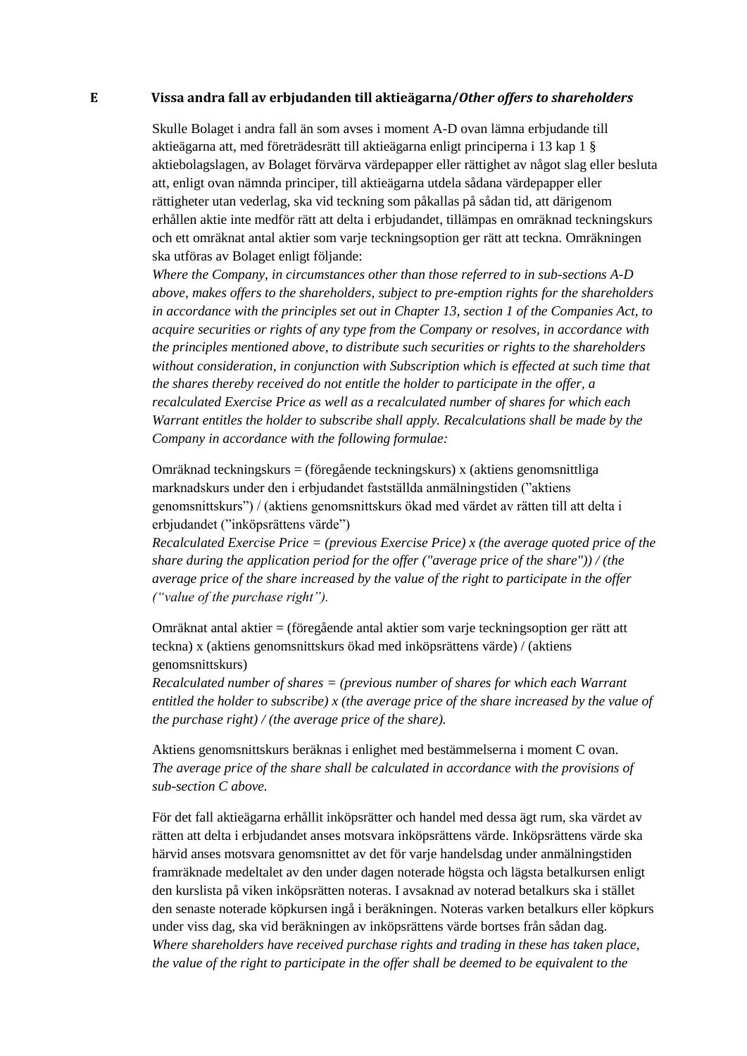**E Vissa andra fall av erbjudanden till aktieägarna/*Other offers to shareholders***

Skulle Bolaget i andra fall än som avses i moment A-D ovan lämna erbjudande till aktieägarna att, med företrädesrätt till aktieägarna enligt principerna i 13 kap 1 § aktiebolagslagen, av Bolaget förvärva värdepapper eller rättighet av något slag eller besluta att, enligt ovan nämnda principer, till aktieägarna utdela sådana värdepapper eller rättigheter utan vederlag, ska vid teckning som påkallas på sådan tid, att därigenom erhållen aktie inte medför rätt att delta i erbjudandet, tillämpas en omräknad teckningskurs och ett omräknat antal aktier som varje teckningsoption ger rätt att teckna. Omräkningen ska utföras av Bolaget enligt följande:
*Where the Company, in circumstances other than those referred to in sub-sections A-D above, makes offers to the shareholders, subject to pre-emption rights for the shareholders in accordance with the principles set out in Chapter 13, section 1 of the Companies Act, to acquire securities or rights of any type from the Company or resolves, in accordance with the principles mentioned above, to distribute such securities or rights to the shareholders without consideration, in conjunction with Subscription which is effected at such time that the shares thereby received do not entitle the holder to participate in the offer, a recalculated Exercise Price as well as a recalculated number of shares for which each Warrant entitles the holder to subscribe shall apply. Recalculations shall be made by the Company in accordance with the following formulae:*

Omräknad teckningskurs = (föregående teckningskurs) x (aktiens genomsnittliga marknadskurs under den i erbjudandet fastställda anmälningstiden (”aktiens genomsnittskurs”) / (aktiens genomsnittskurs ökad med värdet av rätten till att delta i erbjudandet (”inköpsrättens värde”)
*Recalculated Exercise Price = (previous Exercise Price) x (the average quoted price of the share during the application period for the offer ("average price of the share")) / (the average price of the share increased by the value of the right to participate in the offer (“value of the purchase right”).*

Omräknat antal aktier = (föregående antal aktier som varje teckningsoption ger rätt att teckna) x (aktiens genomsnittskurs ökad med inköpsrättens värde) / (aktiens genomsnittskurs)
*Recalculated number of shares = (previous number of shares for which each Warrant entitled the holder to subscribe) x (the average price of the share increased by the value of the purchase right) / (the average price of the share).*

Aktiens genomsnittskurs beräknas i enlighet med bestämmelserna i moment C ovan.
*The average price of the share shall be calculated in accordance with the provisions of sub-section C above.*

För det fall aktieägarna erhållit inköpsrätter och handel med dessa ägt rum, ska värdet av rätten att delta i erbjudandet anses motsvara inköpsrättens värde. Inköpsrättens värde ska härvid anses motsvara genomsnittet av det för varje handelsdag under anmälningstiden framräknade medeltalet av den under dagen noterade högsta och lägsta betalkursen enligt den kurslista på viken inköpsrätten noteras. I avsaknad av noterad betalkurs ska i stället den senaste noterade köpkursen ingå i beräkningen. Noteras varken betalkurs eller köpkurs under viss dag, ska vid beräkningen av inköpsrättens värde bortses från sådan dag.
*Where shareholders have received purchase rights and trading in these has taken place, the value of the right to participate in the offer shall be deemed to be equivalent to the*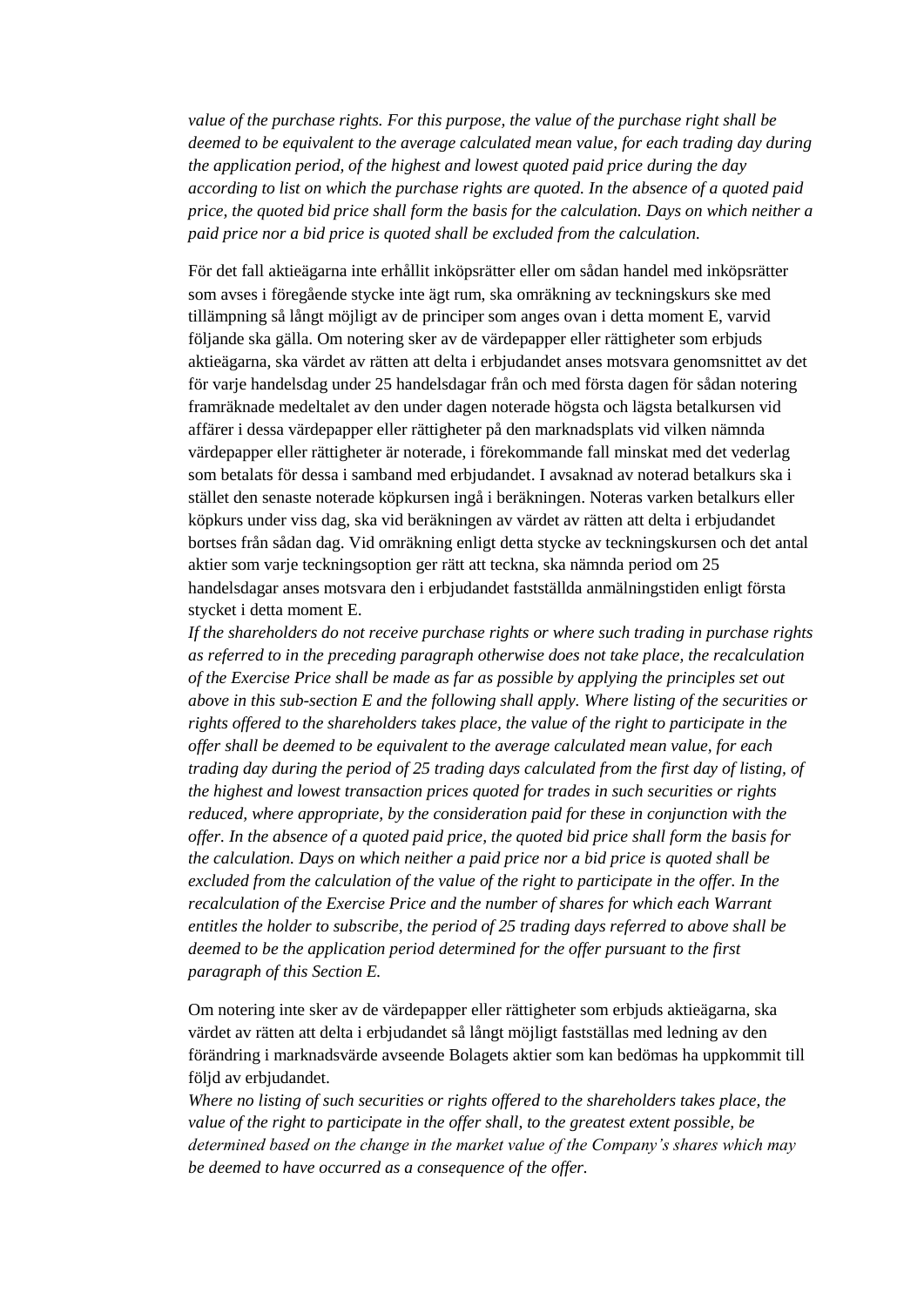*value of the purchase rights. For this purpose, the value of the purchase right shall be deemed to be equivalent to the average calculated mean value, for each trading day during the application period, of the highest and lowest quoted paid price during the day according to list on which the purchase rights are quoted. In the absence of a quoted paid price, the quoted bid price shall form the basis for the calculation. Days on which neither a paid price nor a bid price is quoted shall be excluded from the calculation.*

För det fall aktieägarna inte erhållit inköpsrätter eller om sådan handel med inköpsrätter som avses i föregående stycke inte ägt rum, ska omräkning av teckningskurs ske med tillämpning så långt möjligt av de principer som anges ovan i detta moment E, varvid följande ska gälla. Om notering sker av de värdepapper eller rättigheter som erbjuds aktieägarna, ska värdet av rätten att delta i erbjudandet anses motsvara genomsnittet av det för varje handelsdag under 25 handelsdagar från och med första dagen för sådan notering framräknade medeltalet av den under dagen noterade högsta och lägsta betalkursen vid affärer i dessa värdepapper eller rättigheter på den marknadsplats vid vilken nämnda värdepapper eller rättigheter är noterade, i förekommande fall minskat med det vederlag som betalats för dessa i samband med erbjudandet. I avsaknad av noterad betalkurs ska i stället den senaste noterade köpkursen ingå i beräkningen. Noteras varken betalkurs eller köpkurs under viss dag, ska vid beräkningen av värdet av rätten att delta i erbjudandet bortses från sådan dag. Vid omräkning enligt detta stycke av teckningskursen och det antal aktier som varje teckningsoption ger rätt att teckna, ska nämnda period om 25 handelsdagar anses motsvara den i erbjudandet fastställda anmälningstiden enligt första stycket i detta moment E.
*If the shareholders do not receive purchase rights or where such trading in purchase rights as referred to in the preceding paragraph otherwise does not take place, the recalculation of the Exercise Price shall be made as far as possible by applying the principles set out above in this sub-section E and the following shall apply. Where listing of the securities or rights offered to the shareholders takes place, the value of the right to participate in the offer shall be deemed to be equivalent to the average calculated mean value, for each trading day during the period of 25 trading days calculated from the first day of listing, of the highest and lowest transaction prices quoted for trades in such securities or rights reduced, where appropriate, by the consideration paid for these in conjunction with the offer. In the absence of a quoted paid price, the quoted bid price shall form the basis for the calculation. Days on which neither a paid price nor a bid price is quoted shall be excluded from the calculation of the value of the right to participate in the offer. In the recalculation of the Exercise Price and the number of shares for which each Warrant entitles the holder to subscribe, the period of 25 trading days referred to above shall be deemed to be the application period determined for the offer pursuant to the first paragraph of this Section E.*

Om notering inte sker av de värdepapper eller rättigheter som erbjuds aktieägarna, ska värdet av rätten att delta i erbjudandet så långt möjligt fastställas med ledning av den förändring i marknadsvärde avseende Bolagets aktier som kan bedömas ha uppkommit till följd av erbjudandet.
*Where no listing of such securities or rights offered to the shareholders takes place, the value of the right to participate in the offer shall, to the greatest extent possible, be determined based on the change in the market value of the Company's shares which may be deemed to have occurred as a consequence of the offer.*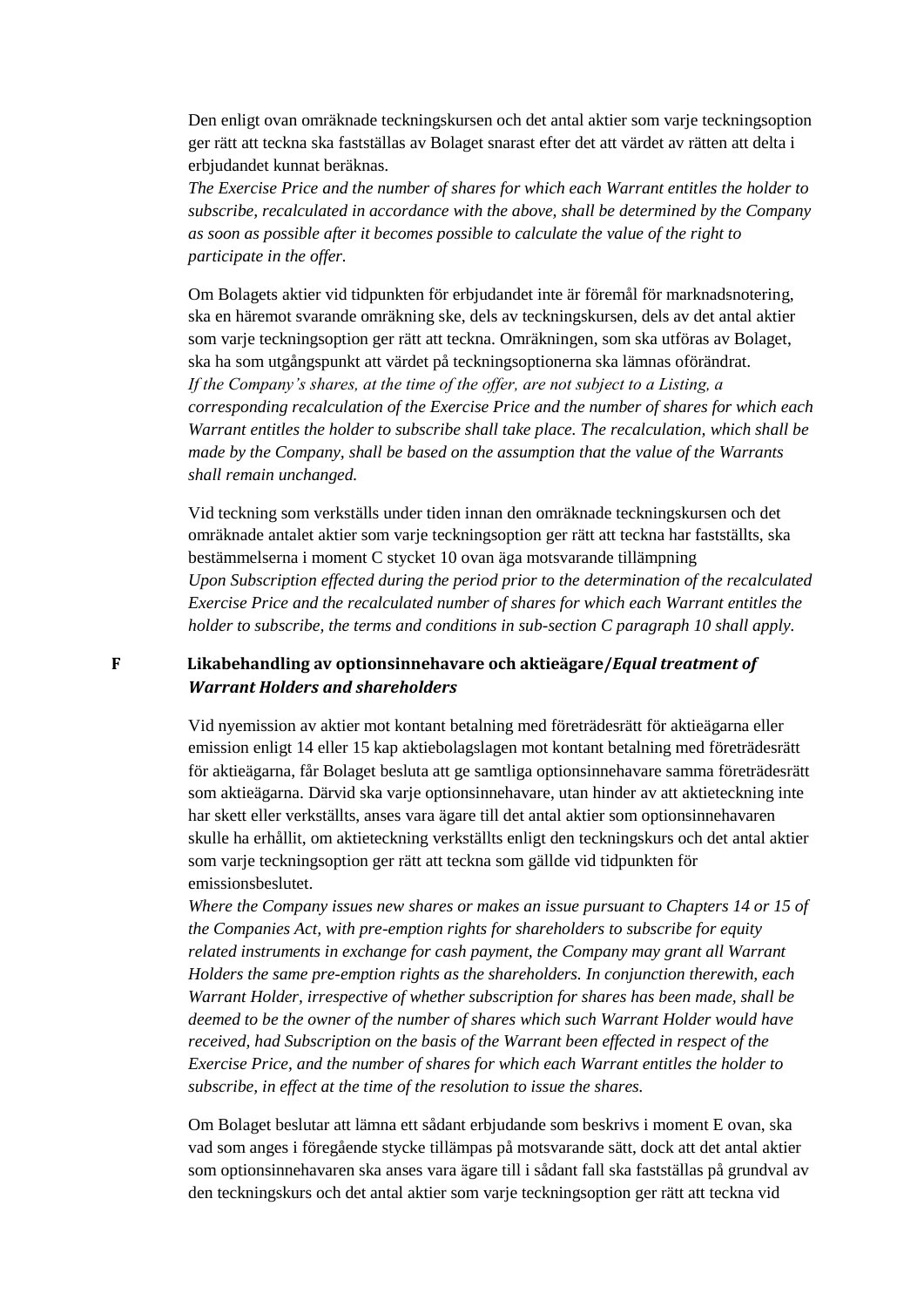Den enligt ovan omräknade teckningskursen och det antal aktier som varje teckningsoption ger rätt att teckna ska fastställas av Bolaget snarast efter det att värdet av rätten att delta i erbjudandet kunnat beräknas.
*The Exercise Price and the number of shares for which each Warrant entitles the holder to subscribe, recalculated in accordance with the above, shall be determined by the Company as soon as possible after it becomes possible to calculate the value of the right to participate in the offer.*

Om Bolagets aktier vid tidpunkten för erbjudandet inte är föremål för marknadsnotering, ska en häremot svarande omräkning ske, dels av teckningskursen, dels av det antal aktier som varje teckningsoption ger rätt att teckna. Omräkningen, som ska utföras av Bolaget, ska ha som utgångspunkt att värdet på teckningsoptionerna ska lämnas oförändrat.
*If the Company's shares, at the time of the offer, are not subject to a Listing, a corresponding recalculation of the Exercise Price and the number of shares for which each Warrant entitles the holder to subscribe shall take place. The recalculation, which shall be made by the Company, shall be based on the assumption that the value of the Warrants shall remain unchanged.*

Vid teckning som verkställs under tiden innan den omräknade teckningskursen och det omräknade antalet aktier som varje teckningsoption ger rätt att teckna har fastställts, ska bestämmelserna i moment C stycket 10 ovan äga motsvarande tillämpning
*Upon Subscription effected during the period prior to the determination of the recalculated Exercise Price and the recalculated number of shares for which each Warrant entitles the holder to subscribe, the terms and conditions in sub-section C paragraph 10 shall apply.*

## F Likabehandling av optionsinnehavare och aktieägare/*Equal treatment of Warrant Holders and shareholders*

Vid nyemission av aktier mot kontant betalning med företrädesrätt för aktieägarna eller emission enligt 14 eller 15 kap aktiebolagslagen mot kontant betalning med företrädesrätt för aktieägarna, får Bolaget besluta att ge samtliga optionsinnehavare samma företrädesrätt som aktieägarna. Därvid ska varje optionsinnehavare, utan hinder av att aktieteckning inte har skett eller verkställts, anses vara ägare till det antal aktier som optionsinnehavaren skulle ha erhållit, om aktieteckning verkställts enligt den teckningskurs och det antal aktier som varje teckningsoption ger rätt att teckna som gällde vid tidpunkten för emissionsbeslutet.
*Where the Company issues new shares or makes an issue pursuant to Chapters 14 or 15 of the Companies Act, with pre-emption rights for shareholders to subscribe for equity related instruments in exchange for cash payment, the Company may grant all Warrant Holders the same pre-emption rights as the shareholders. In conjunction therewith, each Warrant Holder, irrespective of whether subscription for shares has been made, shall be deemed to be the owner of the number of shares which such Warrant Holder would have received, had Subscription on the basis of the Warrant been effected in respect of the Exercise Price, and the number of shares for which each Warrant entitles the holder to subscribe, in effect at the time of the resolution to issue the shares.*

Om Bolaget beslutar att lämna ett sådant erbjudande som beskrivs i moment E ovan, ska vad som anges i föregående stycke tillämpas på motsvarande sätt, dock att det antal aktier som optionsinnehavaren ska anses vara ägare till i sådant fall ska fastställas på grundval av den teckningskurs och det antal aktier som varje teckningsoption ger rätt att teckna vid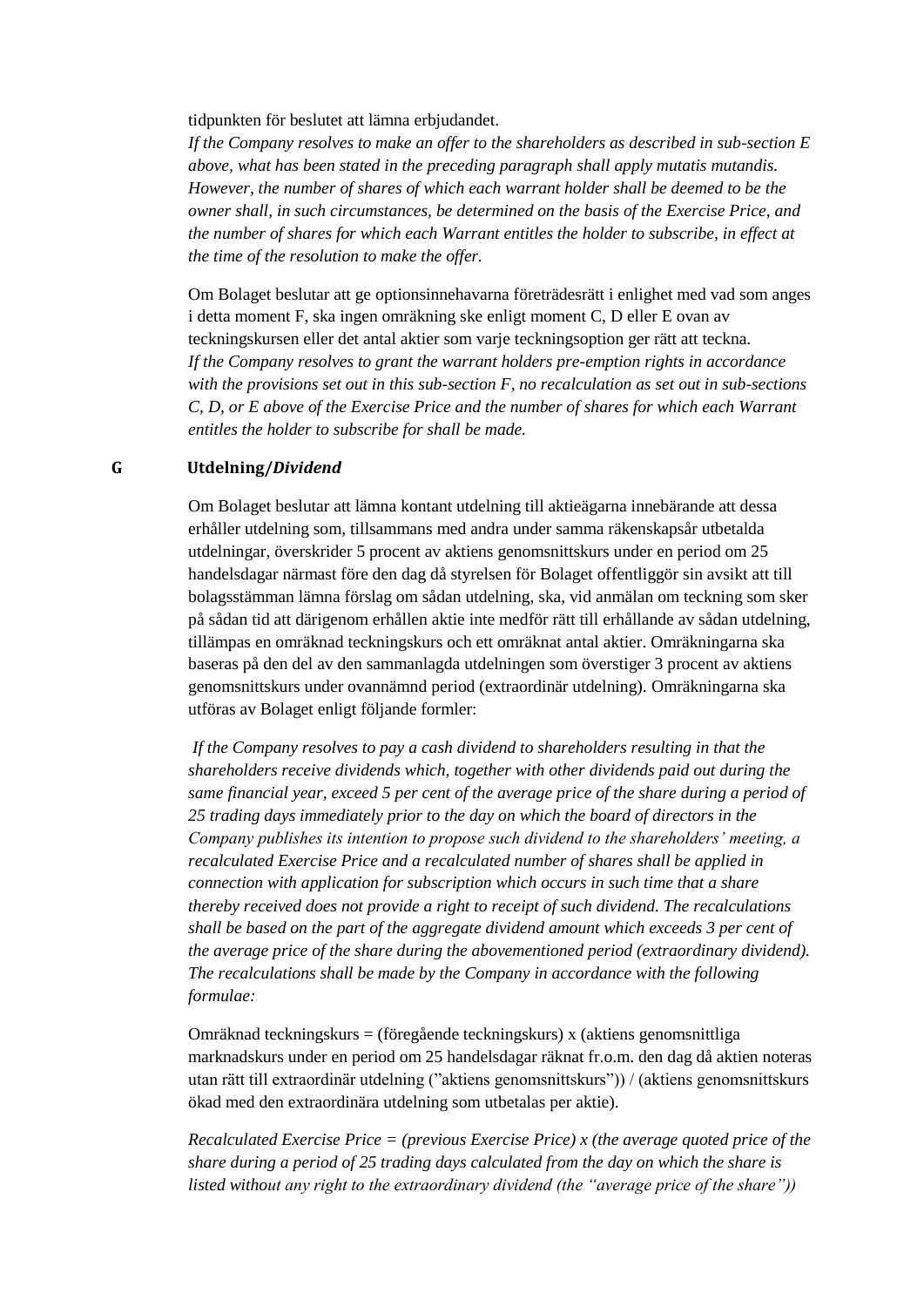tidpunkten för beslutet att lämna erbjudandet.
*If the Company resolves to make an offer to the shareholders as described in sub-section E above, what has been stated in the preceding paragraph shall apply mutatis mutandis. However, the number of shares of which each warrant holder shall be deemed to be the owner shall, in such circumstances, be determined on the basis of the Exercise Price, and the number of shares for which each Warrant entitles the holder to subscribe, in effect at the time of the resolution to make the offer.*

Om Bolaget beslutar att ge optionsinnehavarna företrädesrätt i enlighet med vad som anges i detta moment F, ska ingen omräkning ske enligt moment C, D eller E ovan av teckningskursen eller det antal aktier som varje teckningsoption ger rätt att teckna.
*If the Company resolves to grant the warrant holders pre-emption rights in accordance with the provisions set out in this sub-section F, no recalculation as set out in sub-sections C, D, or E above of the Exercise Price and the number of shares for which each Warrant entitles the holder to subscribe for shall be made.*

## G Utdelning/*Dividend*

Om Bolaget beslutar att lämna kontant utdelning till aktieägarna innebärande att dessa erhåller utdelning som, tillsammans med andra under samma räkenskapsår utbetalda utdelningar, överskrider 5 procent av aktiens genomsnittskurs under en period om 25 handelsdagar närmast före den dag då styrelsen för Bolaget offentliggör sin avsikt att till bolagsstämman lämna förslag om sådan utdelning, ska, vid anmälan om teckning som sker på sådan tid att därigenom erhållen aktie inte medför rätt till erhållande av sådan utdelning, tillämpas en omräknad teckningskurs och ett omräknat antal aktier. Omräkningarna ska baseras på den del av den sammanlagda utdelningen som överstiger 3 procent av aktiens genomsnittskurs under ovannämnd period (extraordinär utdelning). Omräkningarna ska utföras av Bolaget enligt följande formler:

*If the Company resolves to pay a cash dividend to shareholders resulting in that the shareholders receive dividends which, together with other dividends paid out during the same financial year, exceed 5 per cent of the average price of the share during a period of 25 trading days immediately prior to the day on which the board of directors in the Company publishes its intention to propose such dividend to the shareholders' meeting, a recalculated Exercise Price and a recalculated number of shares shall be applied in connection with application for subscription which occurs in such time that a share thereby received does not provide a right to receipt of such dividend. The recalculations shall be based on the part of the aggregate dividend amount which exceeds 3 per cent of the average price of the share during the abovementioned period (extraordinary dividend). The recalculations shall be made by the Company in accordance with the following formulae:*

Omräknad teckningskurs = (föregående teckningskurs) x (aktiens genomsnittliga marknadskurs under en period om 25 handelsdagar räknat fr.o.m. den dag då aktien noteras utan rätt till extraordinär utdelning ("aktiens genomsnittskurs")) / (aktiens genomsnittskurs ökad med den extraordinära utdelning som utbetalas per aktie).

*Recalculated Exercise Price = (previous Exercise Price) x (the average quoted price of the share during a period of 25 trading days calculated from the day on which the share is listed without any right to the extraordinary dividend (the "average price of the share"))*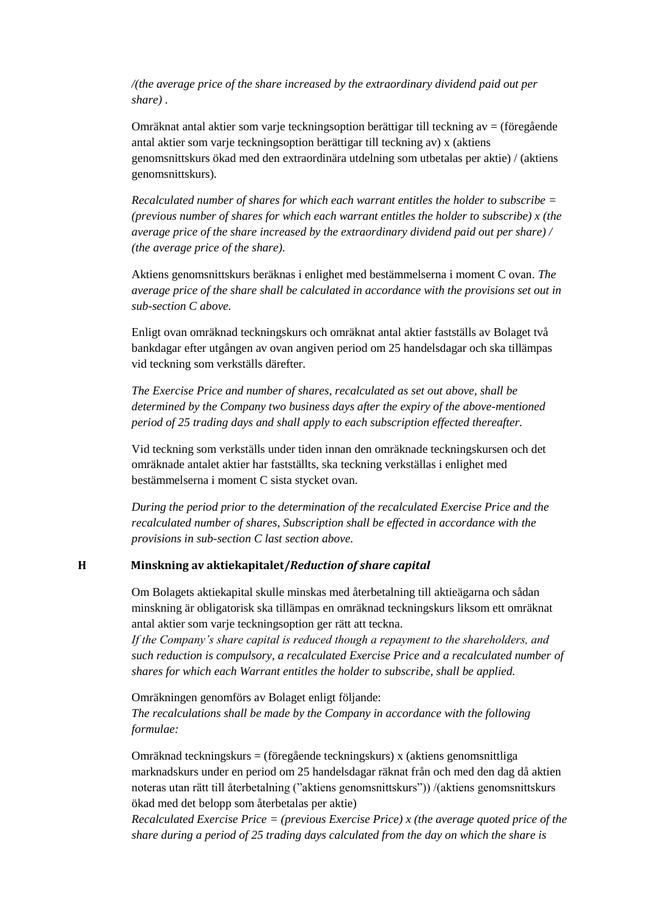*/(the average price of the share increased by the extraordinary dividend paid out per share) .*

Omräknat antal aktier som varje teckningsoption berättigar till teckning av = (föregående antal aktier som varje teckningsoption berättigar till teckning av) x (aktiens genomsnittskurs ökad med den extraordinära utdelning som utbetalas per aktie) / (aktiens genomsnittskurs).

*Recalculated number of shares for which each warrant entitles the holder to subscribe = (previous number of shares for which each warrant entitles the holder to subscribe) x (the average price of the share increased by the extraordinary dividend paid out per share) / (the average price of the share).*

Aktiens genomsnittskurs beräknas i enlighet med bestämmelserna i moment C ovan. *The average price of the share shall be calculated in accordance with the provisions set out in sub-section C above.*

Enligt ovan omräknad teckningskurs och omräknat antal aktier fastställs av Bolaget två bankdagar efter utgången av ovan angiven period om 25 handelsdagar och ska tillämpas vid teckning som verkställs därefter.

*The Exercise Price and number of shares, recalculated as set out above, shall be determined by the Company two business days after the expiry of the above-mentioned period of 25 trading days and shall apply to each subscription effected thereafter.*

Vid teckning som verkställs under tiden innan den omräknade teckningskursen och det omräknade antalet aktier har fastställts, ska teckning verkställas i enlighet med bestämmelserna i moment C sista stycket ovan.

*During the period prior to the determination of the recalculated Exercise Price and the recalculated number of shares, Subscription shall be effected in accordance with the provisions in sub-section C last section above.*

## H Minskning av aktiekapitalet/*Reduction of share capital*

Om Bolagets aktiekapital skulle minskas med återbetalning till aktieägarna och sådan minskning är obligatorisk ska tillämpas en omräknad teckningskurs liksom ett omräknat antal aktier som varje teckningsoption ger rätt att teckna.
*If the Company's share capital is reduced though a repayment to the shareholders, and such reduction is compulsory, a recalculated Exercise Price and a recalculated number of shares for which each Warrant entitles the holder to subscribe, shall be applied.*

Omräkningen genomförs av Bolaget enligt följande:
*The recalculations shall be made by the Company in accordance with the following formulae:*

Omräknad teckningskurs = (föregående teckningskurs) x (aktiens genomsnittliga marknadskurs under en period om 25 handelsdagar räknat från och med den dag då aktien noteras utan rätt till återbetalning ("aktiens genomsnittskurs")) /(aktiens genomsnittskurs ökad med det belopp som återbetalas per aktie)
*Recalculated Exercise Price = (previous Exercise Price) x (the average quoted price of the share during a period of 25 trading days calculated from the day on which the share is*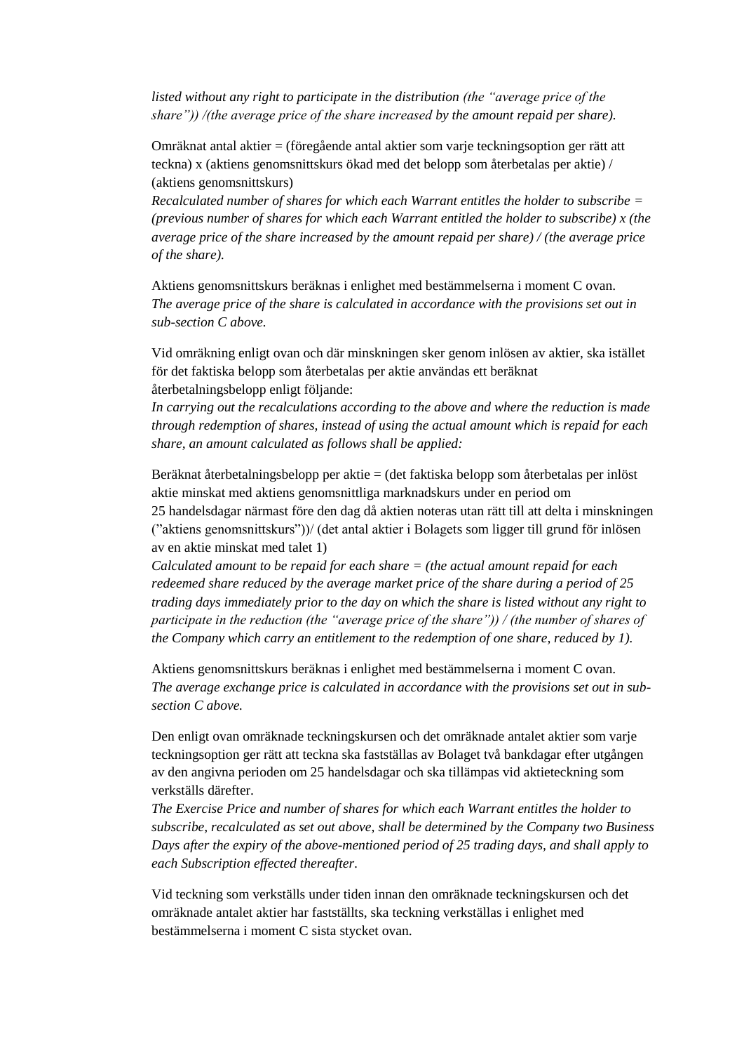*listed without any right to participate in the distribution (the "average price of the share")) /(the average price of the share increased by the amount repaid per share).*

Omräknat antal aktier = (föregående antal aktier som varje teckningsoption ger rätt att teckna) x (aktiens genomsnittskurs ökad med det belopp som återbetalas per aktie) / (aktiens genomsnittskurs)
*Recalculated number of shares for which each Warrant entitles the holder to subscribe = (previous number of shares for which each Warrant entitled the holder to subscribe) x (the average price of the share increased by the amount repaid per share) / (the average price of the share).*

Aktiens genomsnittskurs beräknas i enlighet med bestämmelserna i moment C ovan.
*The average price of the share is calculated in accordance with the provisions set out in sub-section C above.*

Vid omräkning enligt ovan och där minskningen sker genom inlösen av aktier, ska istället för det faktiska belopp som återbetalas per aktie användas ett beräknat återbetalningsbelopp enligt följande:
*In carrying out the recalculations according to the above and where the reduction is made through redemption of shares, instead of using the actual amount which is repaid for each share, an amount calculated as follows shall be applied:*

Beräknat återbetalningsbelopp per aktie = (det faktiska belopp som återbetalas per inlöst aktie minskat med aktiens genomsnittliga marknadskurs under en period om 25 handelsdagar närmast före den dag då aktien noteras utan rätt till att delta i minskningen ("aktiens genomsnittskurs"))/ (det antal aktier i Bolagets som ligger till grund för inlösen av en aktie minskat med talet 1)
*Calculated amount to be repaid for each share = (the actual amount repaid for each redeemed share reduced by the average market price of the share during a period of 25 trading days immediately prior to the day on which the share is listed without any right to participate in the reduction (the "average price of the share")) / (the number of shares of the Company which carry an entitlement to the redemption of one share, reduced by 1).*

Aktiens genomsnittskurs beräknas i enlighet med bestämmelserna i moment C ovan.
*The average exchange price is calculated in accordance with the provisions set out in sub-section C above.*

Den enligt ovan omräknade teckningskursen och det omräknade antalet aktier som varje teckningsoption ger rätt att teckna ska fastställas av Bolaget två bankdagar efter utgången av den angivna perioden om 25 handelsdagar och ska tillämpas vid aktieteckning som verkställs därefter.
*The Exercise Price and number of shares for which each Warrant entitles the holder to subscribe, recalculated as set out above, shall be determined by the Company two Business Days after the expiry of the above-mentioned period of 25 trading days, and shall apply to each Subscription effected thereafter.*

Vid teckning som verkställs under tiden innan den omräknade teckningskursen och det omräknade antalet aktier har fastställts, ska teckning verkställas i enlighet med bestämmelserna i moment C sista stycket ovan.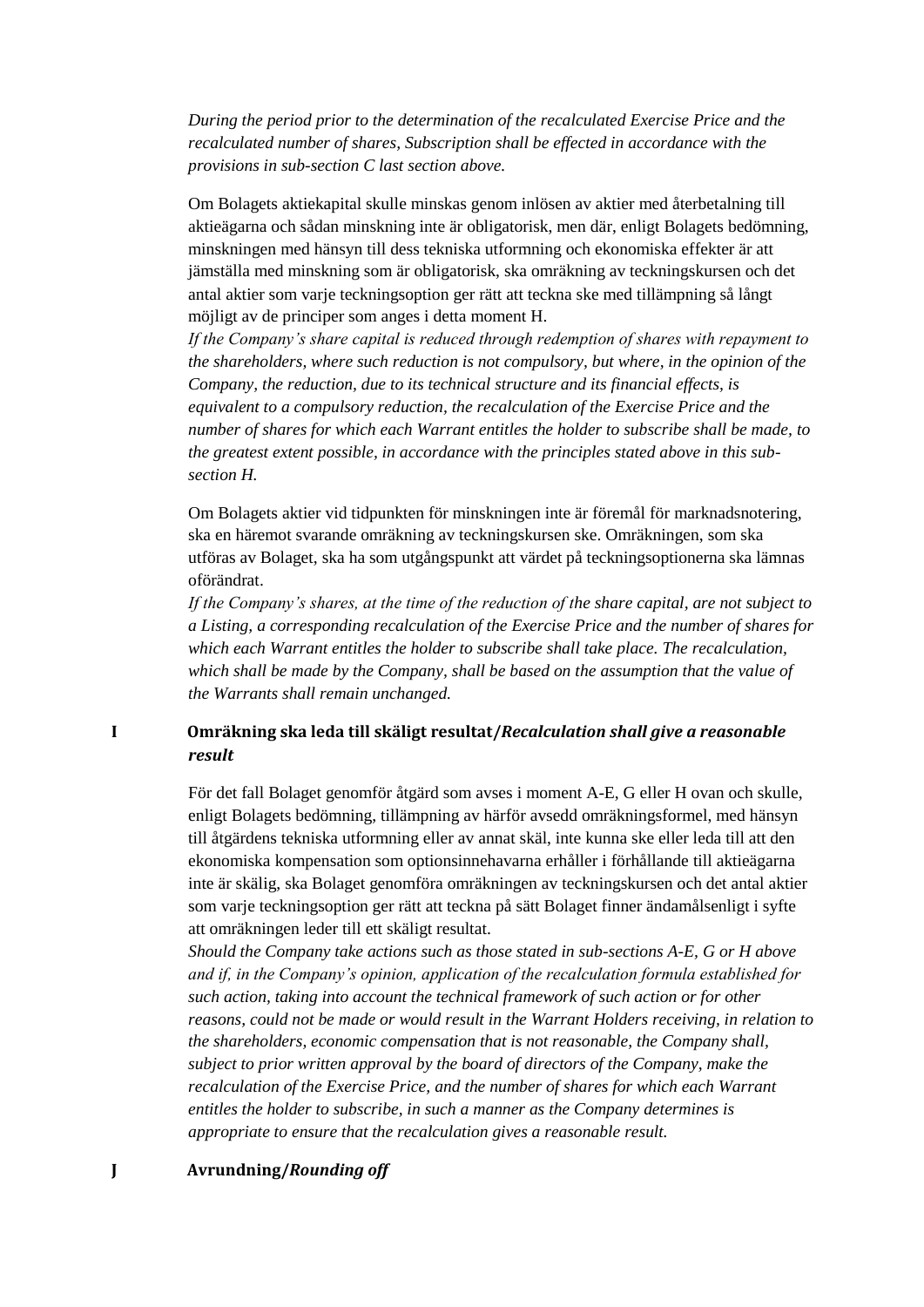*During the period prior to the determination of the recalculated Exercise Price and the recalculated number of shares, Subscription shall be effected in accordance with the provisions in sub-section C last section above.*

Om Bolagets aktiekapital skulle minskas genom inlösen av aktier med återbetalning till aktieägarna och sådan minskning inte är obligatorisk, men där, enligt Bolagets bedömning, minskningen med hänsyn till dess tekniska utformning och ekonomiska effekter är att jämställa med minskning som är obligatorisk, ska omräkning av teckningskursen och det antal aktier som varje teckningsoption ger rätt att teckna ske med tillämpning så långt möjligt av de principer som anges i detta moment H.
*If the Company's share capital is reduced through redemption of shares with repayment to the shareholders, where such reduction is not compulsory, but where, in the opinion of the Company, the reduction, due to its technical structure and its financial effects, is equivalent to a compulsory reduction, the recalculation of the Exercise Price and the number of shares for which each Warrant entitles the holder to subscribe shall be made, to the greatest extent possible, in accordance with the principles stated above in this sub-section H.*

Om Bolagets aktier vid tidpunkten för minskningen inte är föremål för marknadsnotering, ska en häremot svarande omräkning av teckningskursen ske. Omräkningen, som ska utföras av Bolaget, ska ha som utgångspunkt att värdet på teckningsoptionerna ska lämnas oförändrat.
*If the Company's shares, at the time of the reduction of the share capital, are not subject to a Listing, a corresponding recalculation of the Exercise Price and the number of shares for which each Warrant entitles the holder to subscribe shall take place. The recalculation, which shall be made by the Company, shall be based on the assumption that the value of the Warrants shall remain unchanged.*

## I Omräkning ska leda till skäligt resultat/*Recalculation shall give a reasonable result*

För det fall Bolaget genomför åtgärd som avses i moment A-E, G eller H ovan och skulle, enligt Bolagets bedömning, tillämpning av härför avsedd omräkningsformel, med hänsyn till åtgärdens tekniska utformning eller av annat skäl, inte kunna ske eller leda till att den ekonomiska kompensation som optionsinnehavarna erhåller i förhållande till aktieägarna inte är skälig, ska Bolaget genomföra omräkningen av teckningskursen och det antal aktier som varje teckningsoption ger rätt att teckna på sätt Bolaget finner ändamålsenligt i syfte att omräkningen leder till ett skäligt resultat.
*Should the Company take actions such as those stated in sub-sections A-E, G or H above and if, in the Company's opinion, application of the recalculation formula established for such action, taking into account the technical framework of such action or for other reasons, could not be made or would result in the Warrant Holders receiving, in relation to the shareholders, economic compensation that is not reasonable, the Company shall, subject to prior written approval by the board of directors of the Company, make the recalculation of the Exercise Price, and the number of shares for which each Warrant entitles the holder to subscribe, in such a manner as the Company determines is appropriate to ensure that the recalculation gives a reasonable result.*

## J Avrundning/*Rounding off*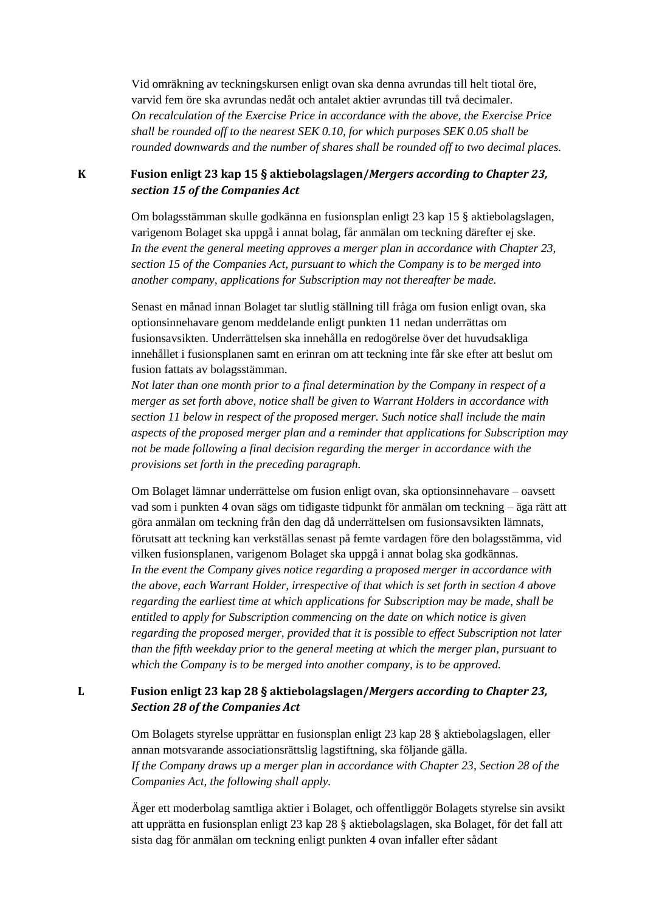Vid omräkning av teckningskursen enligt ovan ska denna avrundas till helt tiotal öre, varvid fem öre ska avrundas nedåt och antalet aktier avrundas till två decimaler.
*On recalculation of the Exercise Price in accordance with the above, the Exercise Price shall be rounded off to the nearest SEK 0.10, for which purposes SEK 0.05 shall be rounded downwards and the number of shares shall be rounded off to two decimal places.*

### K Fusion enligt 23 kap 15 § aktiebolagslagen/*Mergers according to Chapter 23, section 15 of the Companies Act*

Om bolagsstämman skulle godkänna en fusionsplan enligt 23 kap 15 § aktiebolagslagen, varigenom Bolaget ska uppgå i annat bolag, får anmälan om teckning därefter ej ske.
*In the event the general meeting approves a merger plan in accordance with Chapter 23, section 15 of the Companies Act, pursuant to which the Company is to be merged into another company, applications for Subscription may not thereafter be made.*

Senast en månad innan Bolaget tar slutlig ställning till fråga om fusion enligt ovan, ska optionsinnehavare genom meddelande enligt punkten 11 nedan underrättas om fusionsavsikten. Underrättelsen ska innehålla en redogörelse över det huvudsakliga innehållet i fusionsplanen samt en erinran om att teckning inte får ske efter att beslut om fusion fattats av bolagsstämman.
*Not later than one month prior to a final determination by the Company in respect of a merger as set forth above, notice shall be given to Warrant Holders in accordance with section 11 below in respect of the proposed merger. Such notice shall include the main aspects of the proposed merger plan and a reminder that applications for Subscription may not be made following a final decision regarding the merger in accordance with the provisions set forth in the preceding paragraph.*

Om Bolaget lämnar underrättelse om fusion enligt ovan, ska optionsinnehavare – oavsett vad som i punkten 4 ovan sägs om tidigaste tidpunkt för anmälan om teckning – äga rätt att göra anmälan om teckning från den dag då underrättelsen om fusionsavsikten lämnats, förutsatt att teckning kan verkställas senast på femte vardagen före den bolagsstämma, vid vilken fusionsplanen, varigenom Bolaget ska uppgå i annat bolag ska godkännas.
*In the event the Company gives notice regarding a proposed merger in accordance with the above, each Warrant Holder, irrespective of that which is set forth in section 4 above regarding the earliest time at which applications for Subscription may be made, shall be entitled to apply for Subscription commencing on the date on which notice is given regarding the proposed merger, provided that it is possible to effect Subscription not later than the fifth weekday prior to the general meeting at which the merger plan, pursuant to which the Company is to be merged into another company, is to be approved.*

### L Fusion enligt 23 kap 28 § aktiebolagslagen/*Mergers according to Chapter 23, Section 28 of the Companies Act*

Om Bolagets styrelse upprättar en fusionsplan enligt 23 kap 28 § aktiebolagslagen, eller annan motsvarande associationsrättslig lagstiftning, ska följande gälla.
*If the Company draws up a merger plan in accordance with Chapter 23, Section 28 of the Companies Act, the following shall apply.*

Äger ett moderbolag samtliga aktier i Bolaget, och offentliggör Bolagets styrelse sin avsikt att upprätta en fusionsplan enligt 23 kap 28 § aktiebolagslagen, ska Bolaget, för det fall att sista dag för anmälan om teckning enligt punkten 4 ovan infaller efter sådant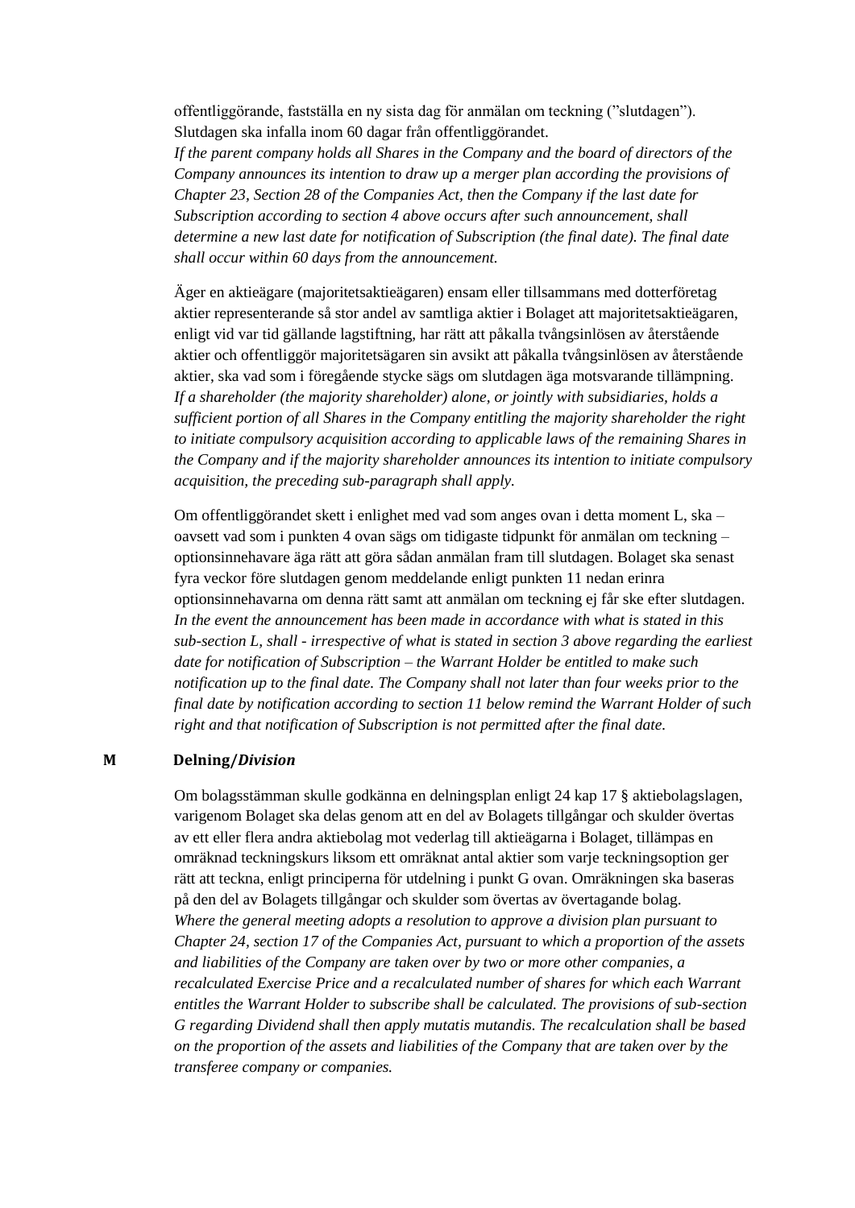offentliggörande, fastställa en ny sista dag för anmälan om teckning (”slutdagen”). Slutdagen ska infalla inom 60 dagar från offentliggörandet.
*If the parent company holds all Shares in the Company and the board of directors of the Company announces its intention to draw up a merger plan according the provisions of Chapter 23, Section 28 of the Companies Act, then the Company if the last date for Subscription according to section 4 above occurs after such announcement, shall determine a new last date for notification of Subscription (the final date). The final date shall occur within 60 days from the announcement.*

Äger en aktieägare (majoritetsaktieägaren) ensam eller tillsammans med dotterföretag aktier representerande så stor andel av samtliga aktier i Bolaget att majoritetsaktieägaren, enligt vid var tid gällande lagstiftning, har rätt att påkalla tvångsinlösen av återstående aktier och offentliggör majoritetsägaren sin avsikt att påkalla tvångsinlösen av återstående aktier, ska vad som i föregående stycke sägs om slutdagen äga motsvarande tillämpning.
*If a shareholder (the majority shareholder) alone, or jointly with subsidiaries, holds a sufficient portion of all Shares in the Company entitling the majority shareholder the right to initiate compulsory acquisition according to applicable laws of the remaining Shares in the Company and if the majority shareholder announces its intention to initiate compulsory acquisition, the preceding sub-paragraph shall apply.*

Om offentliggörandet skett i enlighet med vad som anges ovan i detta moment L, ska – oavsett vad som i punkten 4 ovan sägs om tidigaste tidpunkt för anmälan om teckning – optionsinnehavare äga rätt att göra sådan anmälan fram till slutdagen. Bolaget ska senast fyra veckor före slutdagen genom meddelande enligt punkten 11 nedan erinra optionsinnehavarna om denna rätt samt att anmälan om teckning ej får ske efter slutdagen.
*In the event the announcement has been made in accordance with what is stated in this sub-section L, shall - irrespective of what is stated in section 3 above regarding the earliest date for notification of Subscription – the Warrant Holder be entitled to make such notification up to the final date. The Company shall not later than four weeks prior to the final date by notification according to section 11 below remind the Warrant Holder of such right and that notification of Subscription is not permitted after the final date.*

**M Delning/*Division***

Om bolagsstämman skulle godkänna en delningsplan enligt 24 kap 17 § aktiebolagslagen, varigenom Bolaget ska delas genom att en del av Bolagets tillgångar och skulder övertas av ett eller flera andra aktiebolag mot vederlag till aktieägarna i Bolaget, tillämpas en omräknad teckningskurs liksom ett omräknat antal aktier som varje teckningsoption ger rätt att teckna, enligt principerna för utdelning i punkt G ovan. Omräkningen ska baseras på den del av Bolagets tillgångar och skulder som övertas av övertagande bolag.
*Where the general meeting adopts a resolution to approve a division plan pursuant to Chapter 24, section 17 of the Companies Act, pursuant to which a proportion of the assets and liabilities of the Company are taken over by two or more other companies, a recalculated Exercise Price and a recalculated number of shares for which each Warrant entitles the Warrant Holder to subscribe shall be calculated. The provisions of sub-section G regarding Dividend shall then apply mutatis mutandis. The recalculation shall be based on the proportion of the assets and liabilities of the Company that are taken over by the transferee company or companies.*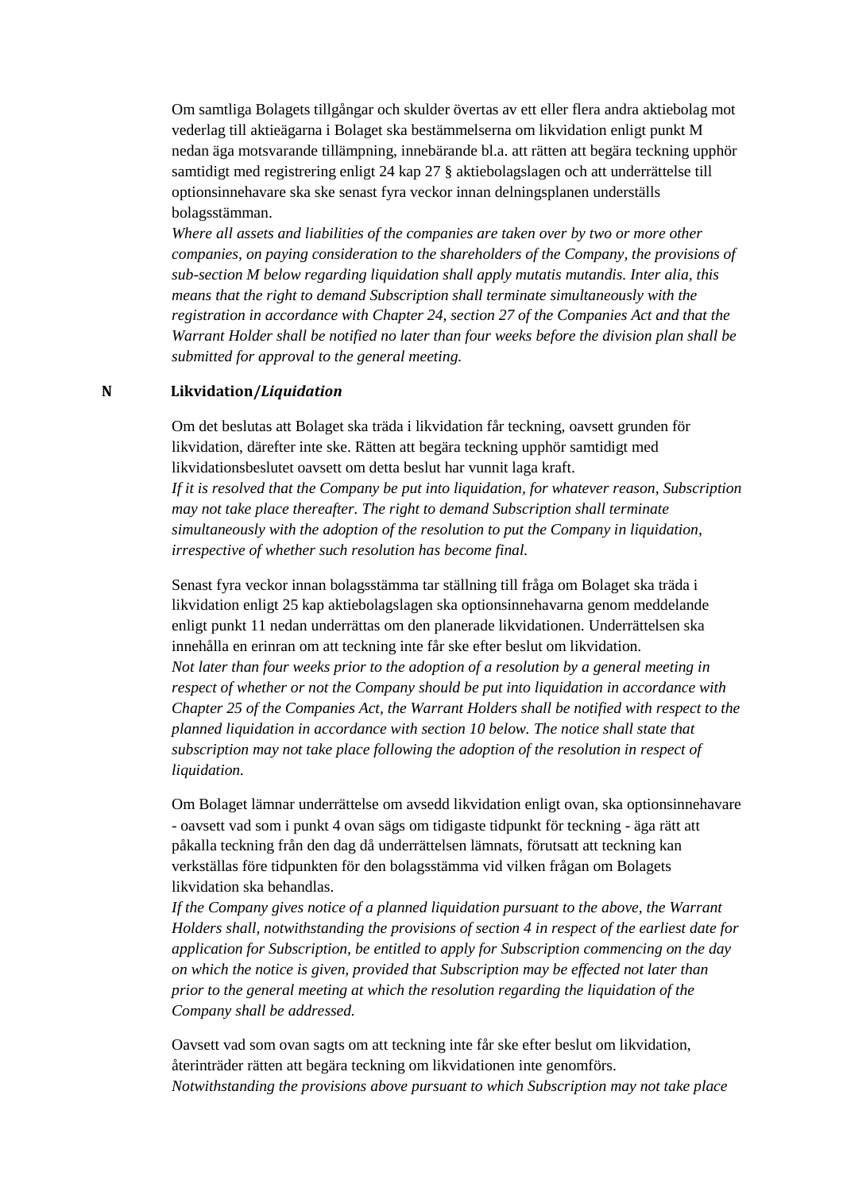Om samtliga Bolagets tillgångar och skulder övertas av ett eller flera andra aktiebolag mot vederlag till aktieägarna i Bolaget ska bestämmelserna om likvidation enligt punkt M nedan äga motsvarande tillämpning, innebärande bl.a. att rätten att begära teckning upphör samtidigt med registrering enligt 24 kap 27 § aktiebolagslagen och att underrättelse till optionsinnehavare ska ske senast fyra veckor innan delningsplanen underställs bolagsstämman.
*Where all assets and liabilities of the companies are taken over by two or more other companies, on paying consideration to the shareholders of the Company, the provisions of sub-section M below regarding liquidation shall apply mutatis mutandis. Inter alia, this means that the right to demand Subscription shall terminate simultaneously with the registration in accordance with Chapter 24, section 27 of the Companies Act and that the Warrant Holder shall be notified no later than four weeks before the division plan shall be submitted for approval to the general meeting.*

## N Likvidation/*Liquidation*

Om det beslutas att Bolaget ska träda i likvidation får teckning, oavsett grunden för likvidation, därefter inte ske. Rätten att begära teckning upphör samtidigt med likvidationsbeslutet oavsett om detta beslut har vunnit laga kraft.
*If it is resolved that the Company be put into liquidation, for whatever reason, Subscription may not take place thereafter. The right to demand Subscription shall terminate simultaneously with the adoption of the resolution to put the Company in liquidation, irrespective of whether such resolution has become final.*

Senast fyra veckor innan bolagsstämma tar ställning till fråga om Bolaget ska träda i likvidation enligt 25 kap aktiebolagslagen ska optionsinnehavarna genom meddelande enligt punkt 11 nedan underrättas om den planerade likvidationen. Underrättelsen ska innehålla en erinran om att teckning inte får ske efter beslut om likvidation.
*Not later than four weeks prior to the adoption of a resolution by a general meeting in respect of whether or not the Company should be put into liquidation in accordance with Chapter 25 of the Companies Act, the Warrant Holders shall be notified with respect to the planned liquidation in accordance with section 10 below. The notice shall state that subscription may not take place following the adoption of the resolution in respect of liquidation.*

Om Bolaget lämnar underrättelse om avsedd likvidation enligt ovan, ska optionsinnehavare - oavsett vad som i punkt 4 ovan sägs om tidigaste tidpunkt för teckning - äga rätt att påkalla teckning från den dag då underrättelsen lämnats, förutsatt att teckning kan verkställas före tidpunkten för den bolagsstämma vid vilken frågan om Bolagets likvidation ska behandlas.
*If the Company gives notice of a planned liquidation pursuant to the above, the Warrant Holders shall, notwithstanding the provisions of section 4 in respect of the earliest date for application for Subscription, be entitled to apply for Subscription commencing on the day on which the notice is given, provided that Subscription may be effected not later than prior to the general meeting at which the resolution regarding the liquidation of the Company shall be addressed.*

Oavsett vad som ovan sagts om att teckning inte får ske efter beslut om likvidation, återinträder rätten att begära teckning om likvidationen inte genomförs.
*Notwithstanding the provisions above pursuant to which Subscription may not take place*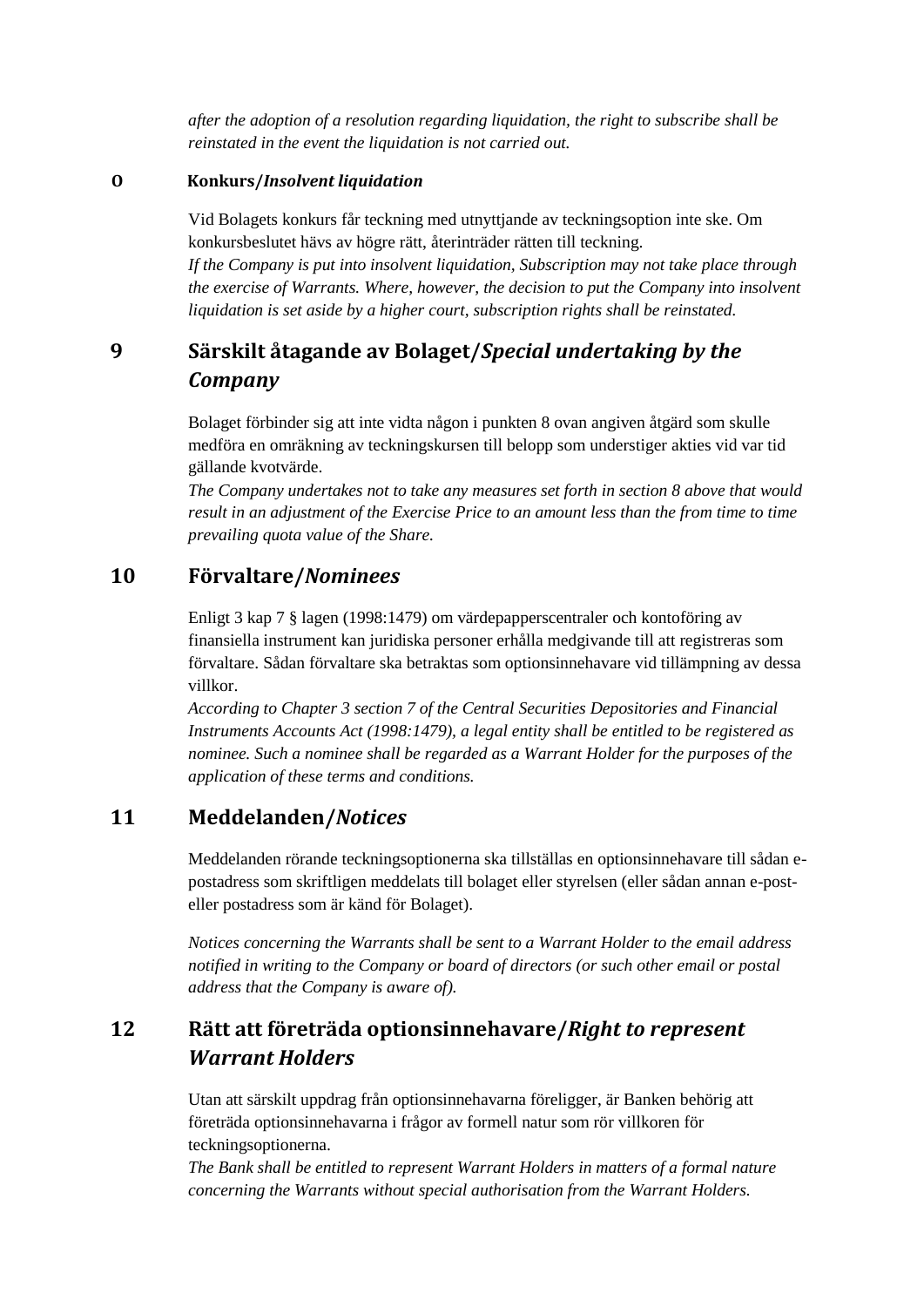*after the adoption of a resolution regarding liquidation, the right to subscribe shall be reinstated in the event the liquidation is not carried out.*

**O Konkurs/*Insolvent liquidation***

Vid Bolagets konkurs får teckning med utnyttjande av teckningsoption inte ske. Om konkursbeslutet hävs av högre rätt, återinträder rätten till teckning.
*If the Company is put into insolvent liquidation, Subscription may not take place through the exercise of Warrants. Where, however, the decision to put the Company into insolvent liquidation is set aside by a higher court, subscription rights shall be reinstated.*

## 9 Särskilt åtagande av Bolaget/*Special undertaking by the Company*

Bolaget förbinder sig att inte vidta någon i punkten 8 ovan angiven åtgärd som skulle medföra en omräkning av teckningskursen till belopp som understiger akties vid var tid gällande kvotvärde.
*The Company undertakes not to take any measures set forth in section 8 above that would result in an adjustment of the Exercise Price to an amount less than the from time to time prevailing quota value of the Share.*

## 10 Förvaltare/*Nominees*

Enligt 3 kap 7 § lagen (1998:1479) om värdepapperscentraler och kontoföring av finansiella instrument kan juridiska personer erhålla medgivande till att registreras som förvaltare. Sådan förvaltare ska betraktas som optionsinnehavare vid tillämpning av dessa villkor.
*According to Chapter 3 section 7 of the Central Securities Depositories and Financial Instruments Accounts Act (1998:1479), a legal entity shall be entitled to be registered as nominee. Such a nominee shall be regarded as a Warrant Holder for the purposes of the application of these terms and conditions.*

## 11 Meddelanden/*Notices*

Meddelanden rörande teckningsoptionerna ska tillställas en optionsinnehavare till sådan e-postadress som skriftligen meddelats till bolaget eller styrelsen (eller sådan annan e-post- eller postadress som är känd för Bolaget).

*Notices concerning the Warrants shall be sent to a Warrant Holder to the email address notified in writing to the Company or board of directors (or such other email or postal address that the Company is aware of).*

## 12 Rätt att företräda optionsinnehavare/*Right to represent Warrant Holders*

Utan att särskilt uppdrag från optionsinnehavarna föreligger, är Banken behörig att företräda optionsinnehavarna i frågor av formell natur som rör villkoren för teckningsoptionerna.
*The Bank shall be entitled to represent Warrant Holders in matters of a formal nature concerning the Warrants without special authorisation from the Warrant Holders.*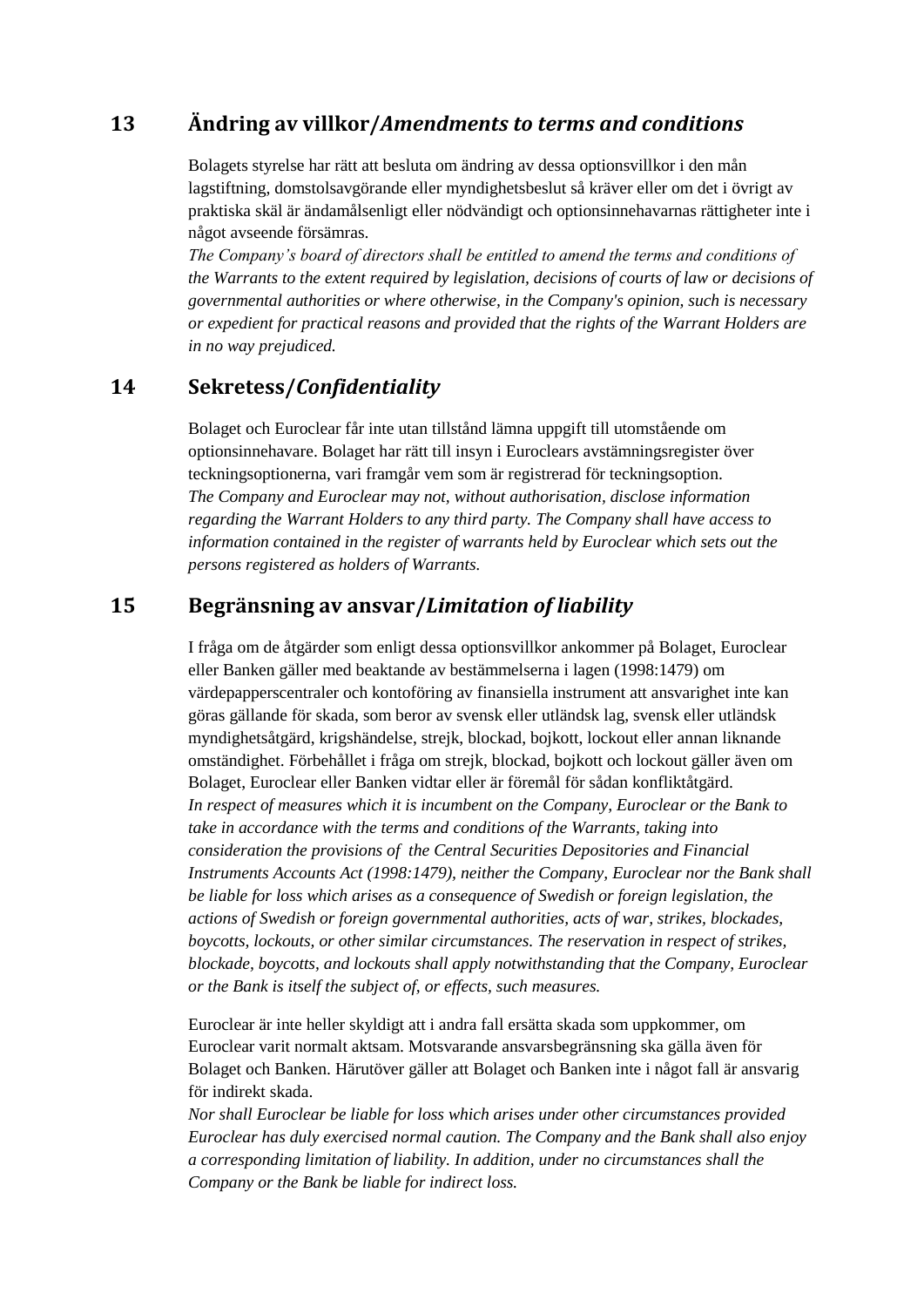## 13 Ändring av villkor/*Amendments to terms and conditions*

Bolagets styrelse har rätt att besluta om ändring av dessa optionsvillkor i den mån lagstiftning, domstolsavgörande eller myndighetsbeslut så kräver eller om det i övrigt av praktiska skäl är ändamålsenligt eller nödvändigt och optionsinnehavarnas rättigheter inte i något avseende försämras.
*The Company's board of directors shall be entitled to amend the terms and conditions of the Warrants to the extent required by legislation, decisions of courts of law or decisions of governmental authorities or where otherwise, in the Company's opinion, such is necessary or expedient for practical reasons and provided that the rights of the Warrant Holders are in no way prejudiced.*

## 14 Sekretess/*Confidentiality*

Bolaget och Euroclear får inte utan tillstånd lämna uppgift till utomstående om optionsinnehavare. Bolaget har rätt till insyn i Euroclears avstämningsregister över teckningsoptionerna, vari framgår vem som är registrerad för teckningsoption.
*The Company and Euroclear may not, without authorisation, disclose information regarding the Warrant Holders to any third party. The Company shall have access to information contained in the register of warrants held by Euroclear which sets out the persons registered as holders of Warrants.*

## 15 Begränsning av ansvar/*Limitation of liability*

I fråga om de åtgärder som enligt dessa optionsvillkor ankommer på Bolaget, Euroclear eller Banken gäller med beaktande av bestämmelserna i lagen (1998:1479) om värdepapperscentraler och kontoföring av finansiella instrument att ansvarighet inte kan göras gällande för skada, som beror av svensk eller utländsk lag, svensk eller utländsk myndighetsåtgärd, krigshändelse, strejk, blockad, bojkott, lockout eller annan liknande omständighet. Förbehållet i fråga om strejk, blockad, bojkott och lockout gäller även om Bolaget, Euroclear eller Banken vidtar eller är föremål för sådan konfliktåtgärd.
*In respect of measures which it is incumbent on the Company, Euroclear or the Bank to take in accordance with the terms and conditions of the Warrants, taking into consideration the provisions of the Central Securities Depositories and Financial Instruments Accounts Act (1998:1479), neither the Company, Euroclear nor the Bank shall be liable for loss which arises as a consequence of Swedish or foreign legislation, the actions of Swedish or foreign governmental authorities, acts of war, strikes, blockades, boycotts, lockouts, or other similar circumstances. The reservation in respect of strikes, blockade, boycotts, and lockouts shall apply notwithstanding that the Company, Euroclear or the Bank is itself the subject of, or effects, such measures.*

Euroclear är inte heller skyldigt att i andra fall ersätta skada som uppkommer, om Euroclear varit normalt aktsam. Motsvarande ansvarsbegränsning ska gälla även för Bolaget och Banken. Härutöver gäller att Bolaget och Banken inte i något fall är ansvarig för indirekt skada.
*Nor shall Euroclear be liable for loss which arises under other circumstances provided Euroclear has duly exercised normal caution. The Company and the Bank shall also enjoy a corresponding limitation of liability. In addition, under no circumstances shall the Company or the Bank be liable for indirect loss.*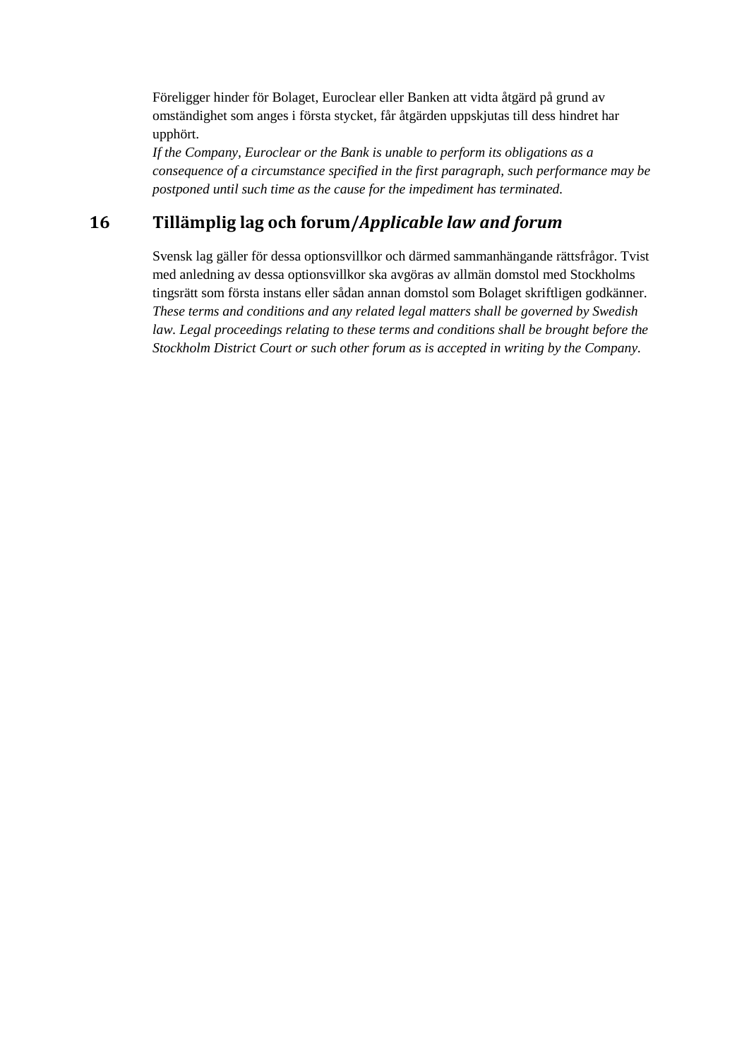Föreligger hinder för Bolaget, Euroclear eller Banken att vidta åtgärd på grund av omständighet som anges i första stycket, får åtgärden uppskjutas till dess hindret har upphört.
*If the Company, Euroclear or the Bank is unable to perform its obligations as a consequence of a circumstance specified in the first paragraph, such performance may be postponed until such time as the cause for the impediment has terminated.*

## 16 Tillämplig lag och forum/*Applicable law and forum*

Svensk lag gäller för dessa optionsvillkor och därmed sammanhängande rättsfrågor. Tvist med anledning av dessa optionsvillkor ska avgöras av allmän domstol med Stockholms tingsrätt som första instans eller sådan annan domstol som Bolaget skriftligen godkänner.
*These terms and conditions and any related legal matters shall be governed by Swedish law. Legal proceedings relating to these terms and conditions shall be brought before the Stockholm District Court or such other forum as is accepted in writing by the Company.*